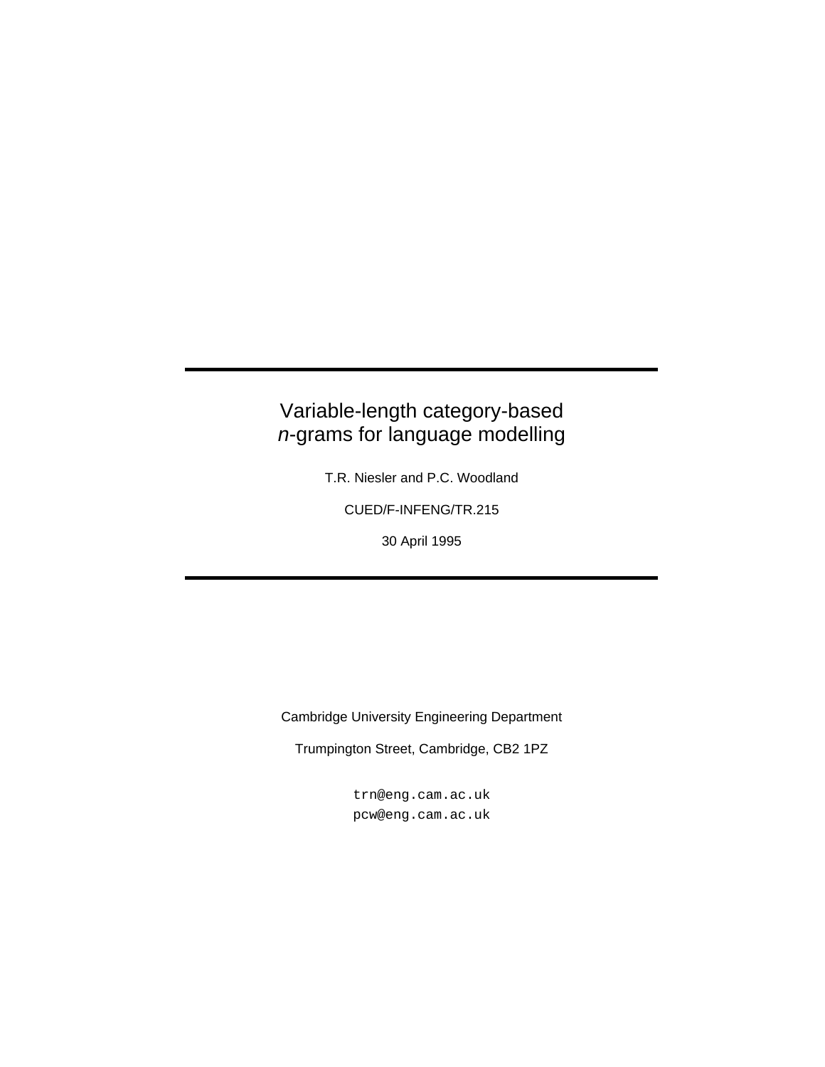# Variable-length category-based *n*-grams for language modelling

T.R. Niesler and P.C. Woodland

CUED/F-INFENG/TR.215

30 April 1995

Cambridge University Engineering Department

Trumpington Street, Cambridge, CB2 1PZ

trn@eng.cam.ac.uk
pcw@eng.cam.ac.uk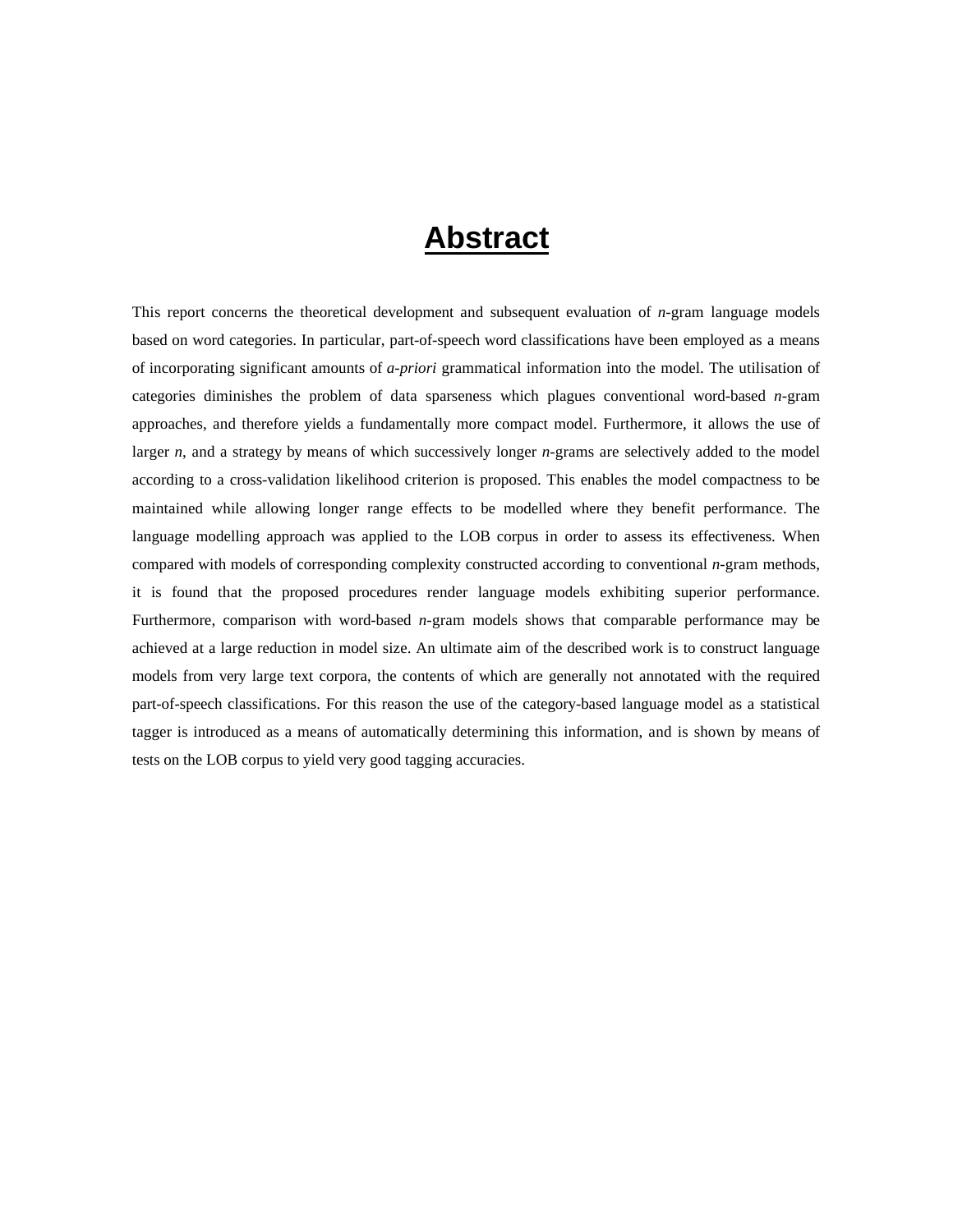# Abstract

This report concerns the theoretical development and subsequent evaluation of *n*-gram language models based on word categories. In particular, part-of-speech word classifications have been employed as a means of incorporating significant amounts of *a-priori* grammatical information into the model. The utilisation of categories diminishes the problem of data sparseness which plagues conventional word-based *n*-gram approaches, and therefore yields a fundamentally more compact model. Furthermore, it allows the use of larger *n*, and a strategy by means of which successively longer *n*-grams are selectively added to the model according to a cross-validation likelihood criterion is proposed. This enables the model compactness to be maintained while allowing longer range effects to be modelled where they benefit performance. The language modelling approach was applied to the LOB corpus in order to assess its effectiveness. When compared with models of corresponding complexity constructed according to conventional *n*-gram methods, it is found that the proposed procedures render language models exhibiting superior performance. Furthermore, comparison with word-based *n*-gram models shows that comparable performance may be achieved at a large reduction in model size. An ultimate aim of the described work is to construct language models from very large text corpora, the contents of which are generally not annotated with the required part-of-speech classifications. For this reason the use of the category-based language model as a statistical tagger is introduced as a means of automatically determining this information, and is shown by means of tests on the LOB corpus to yield very good tagging accuracies.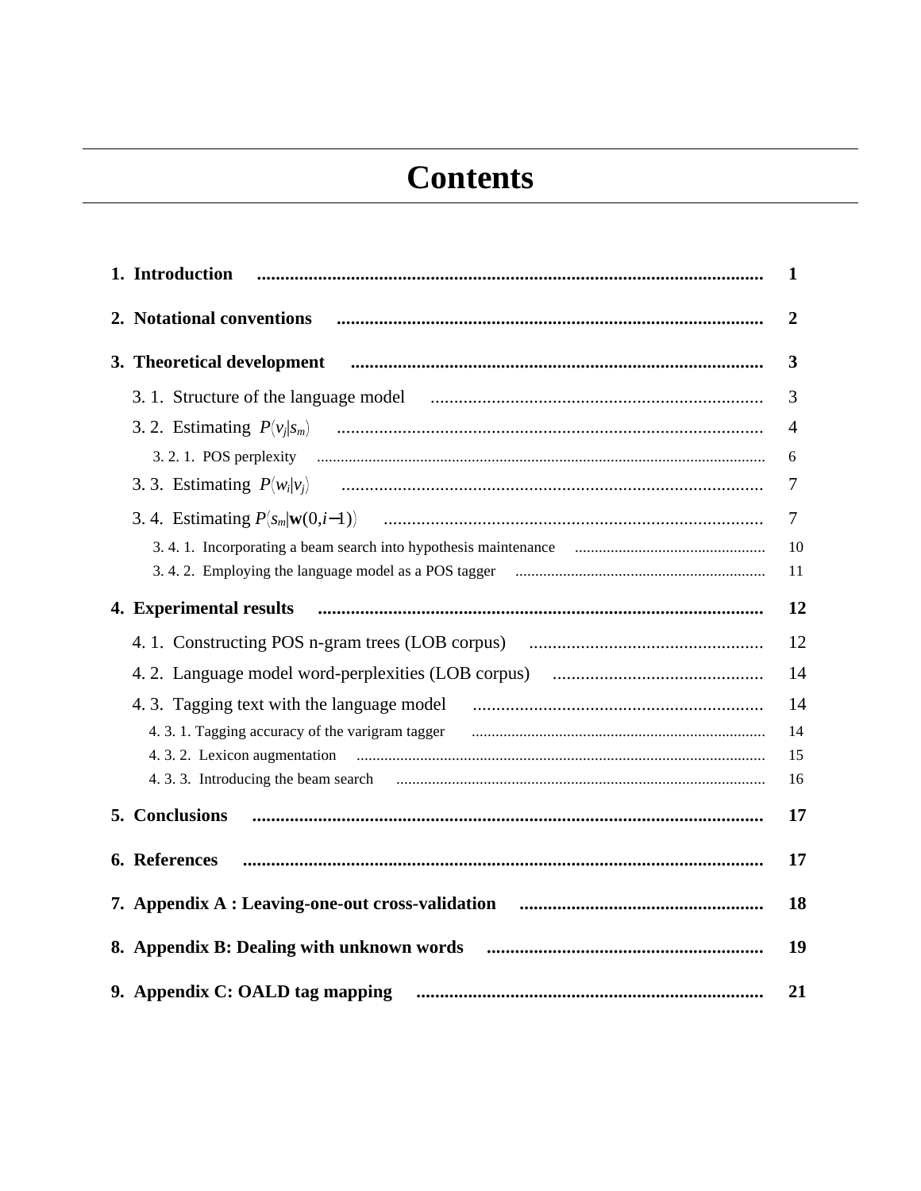# Contents

**1. Introduction** .......... **1**

**2. Notational conventions** .......... **2**

**3. Theoretical development** .......... **3**

3. 1. Structure of the language model .......... 3

3. 2. Estimating $P\langle v_j|s_m\rangle$ .......... 4

3. 2. 1. POS perplexity .......... 6

3. 3. Estimating $P\langle w_i|v_j\rangle$ .......... 7

3. 4. Estimating $P\langle s_m|\mathbf{w}(0,i-1)\rangle$ .......... 7

3. 4. 1. Incorporating a beam search into hypothesis maintenance .......... 10

3. 4. 2. Employing the language model as a POS tagger .......... 11

**4. Experimental results** .......... **12**

4. 1. Constructing POS n-gram trees (LOB corpus) .......... 12

4. 2. Language model word-perplexities (LOB corpus) .......... 14

4. 3. Tagging text with the language model .......... 14

4. 3. 1. Tagging accuracy of the varigram tagger .......... 14

4. 3. 2. Lexicon augmentation .......... 15

4. 3. 3. Introducing the beam search .......... 16

**5. Conclusions** .......... **17**

**6. References** .......... **17**

**7. Appendix A : Leaving-one-out cross-validation** .......... **18**

**8. Appendix B: Dealing with unknown words** .......... **19**

**9. Appendix C: OALD tag mapping** .......... **21**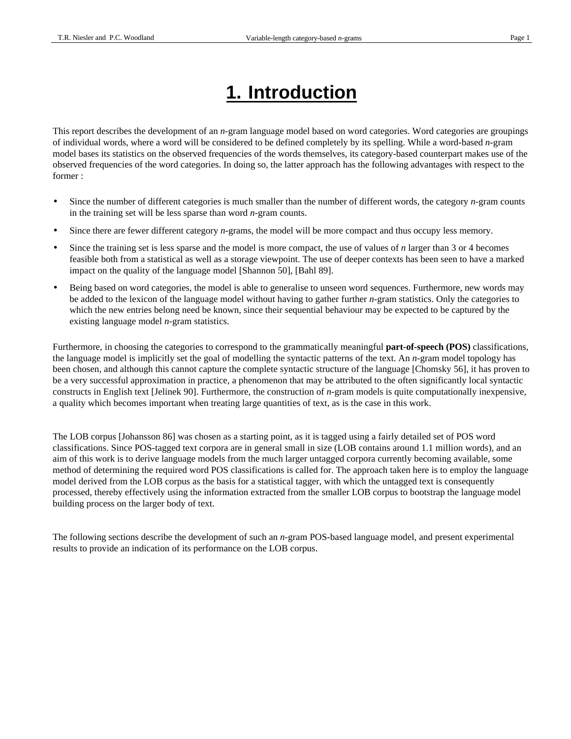# 1. Introduction

This report describes the development of an *n*-gram language model based on word categories. Word categories are groupings of individual words, where a word will be considered to be defined completely by its spelling. While a word-based *n*-gram model bases its statistics on the observed frequencies of the words themselves, its category-based counterpart makes use of the observed frequencies of the word categories. In doing so, the latter approach has the following advantages with respect to the former :

- Since the number of different categories is much smaller than the number of different words, the category *n*-gram counts in the training set will be less sparse than word *n*-gram counts.
- Since there are fewer different category *n*-grams, the model will be more compact and thus occupy less memory.
- Since the training set is less sparse and the model is more compact, the use of values of *n* larger than 3 or 4 becomes feasible both from a statistical as well as a storage viewpoint. The use of deeper contexts has been seen to have a marked impact on the quality of the language model [Shannon 50], [Bahl 89].
- Being based on word categories, the model is able to generalise to unseen word sequences. Furthermore, new words may be added to the lexicon of the language model without having to gather further *n*-gram statistics. Only the categories to which the new entries belong need be known, since their sequential behaviour may be expected to be captured by the existing language model *n*-gram statistics.

Furthermore, in choosing the categories to correspond to the grammatically meaningful **part-of-speech (POS)** classifications, the language model is implicitly set the goal of modelling the syntactic patterns of the text. An *n*-gram model topology has been chosen, and although this cannot capture the complete syntactic structure of the language [Chomsky 56], it has proven to be a very successful approximation in practice, a phenomenon that may be attributed to the often significantly local syntactic constructs in English text [Jelinek 90]. Furthermore, the construction of *n*-gram models is quite computationally inexpensive, a quality which becomes important when treating large quantities of text, as is the case in this work.

The LOB corpus [Johansson 86] was chosen as a starting point, as it is tagged using a fairly detailed set of POS word classifications. Since POS-tagged text corpora are in general small in size (LOB contains around 1.1 million words), and an aim of this work is to derive language models from the much larger untagged corpora currently becoming available, some method of determining the required word POS classifications is called for. The approach taken here is to employ the language model derived from the LOB corpus as the basis for a statistical tagger, with which the untagged text is consequently processed, thereby effectively using the information extracted from the smaller LOB corpus to bootstrap the language model building process on the larger body of text.

The following sections describe the development of such an *n*-gram POS-based language model, and present experimental results to provide an indication of its performance on the LOB corpus.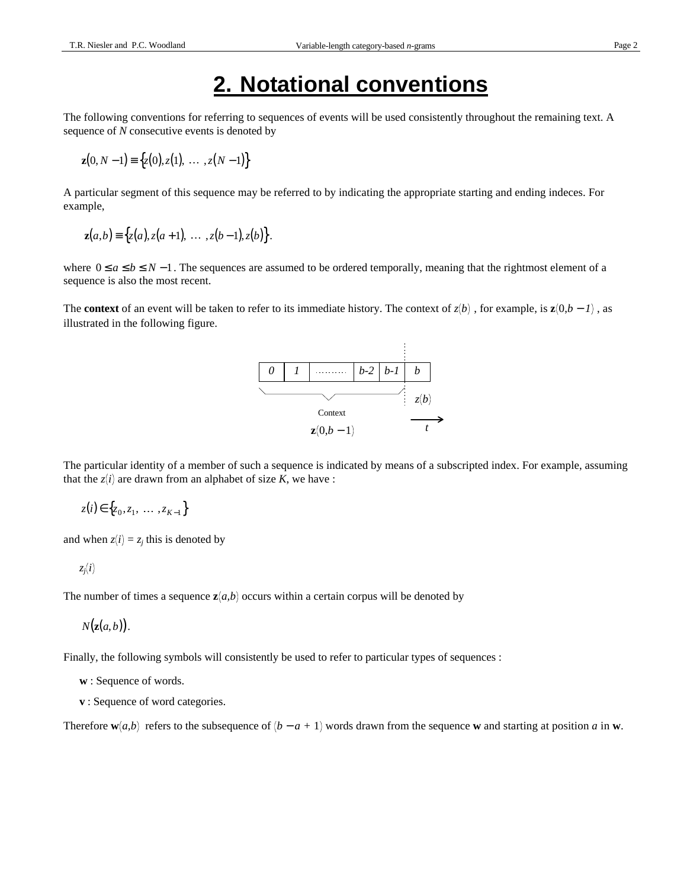# 2. Notational conventions

The following conventions for referring to sequences of events will be used consistently throughout the remaining text. A sequence of $N$ consecutive events is denoted by

$$\mathbf{z}(0, N-1) \equiv \{z(0), z(1), \ \ldots \ , z(N-1)\}$$

A particular segment of this sequence may be referred to by indicating the appropriate starting and ending indeces. For example,

$$\mathbf{z}(a,b) \equiv \{z(a), z(a+1), \ \ldots \ , z(b-1), z(b)\}.$$

where $0 \le a \le b \le N-1$. The sequences are assumed to be ordered temporally, meaning that the rightmost element of a sequence is also the most recent.

The **context** of an event will be taken to refer to its immediate history. The context of $z(b)$, for example, is $\mathbf{z}(0,b-1)$, as illustrated in the following figure.

| 0 | 1 | ......... | b-2 | b-1 | b |
|---|---|---|---|---|---|

Context $\mathbf{z}(0,b-1)$ &nbsp;&nbsp;&nbsp; $z(b)$ &nbsp;&nbsp;&nbsp; $t$

The particular identity of a member of such a sequence is indicated by means of a subscripted index. For example, assuming that the $z(i)$ are drawn from an alphabet of size $K$, we have :

$$z(i) \in \{z_0, z_1, \ \ldots \ , z_{K-1}\}$$

and when $z(i) = z_j$ this is denoted by

$$z_j(i)$$

The number of times a sequence $\mathbf{z}(a,b)$ occurs within a certain corpus will be denoted by

$$N(\mathbf{z}(a,b)).$$

Finally, the following symbols will consistently be used to refer to particular types of sequences :

**w** : Sequence of words.

**v** : Sequence of word categories.

Therefore $\mathbf{w}(a,b)$ refers to the subsequence of $(b-a+1)$ words drawn from the sequence **w** and starting at position $a$ in **w**.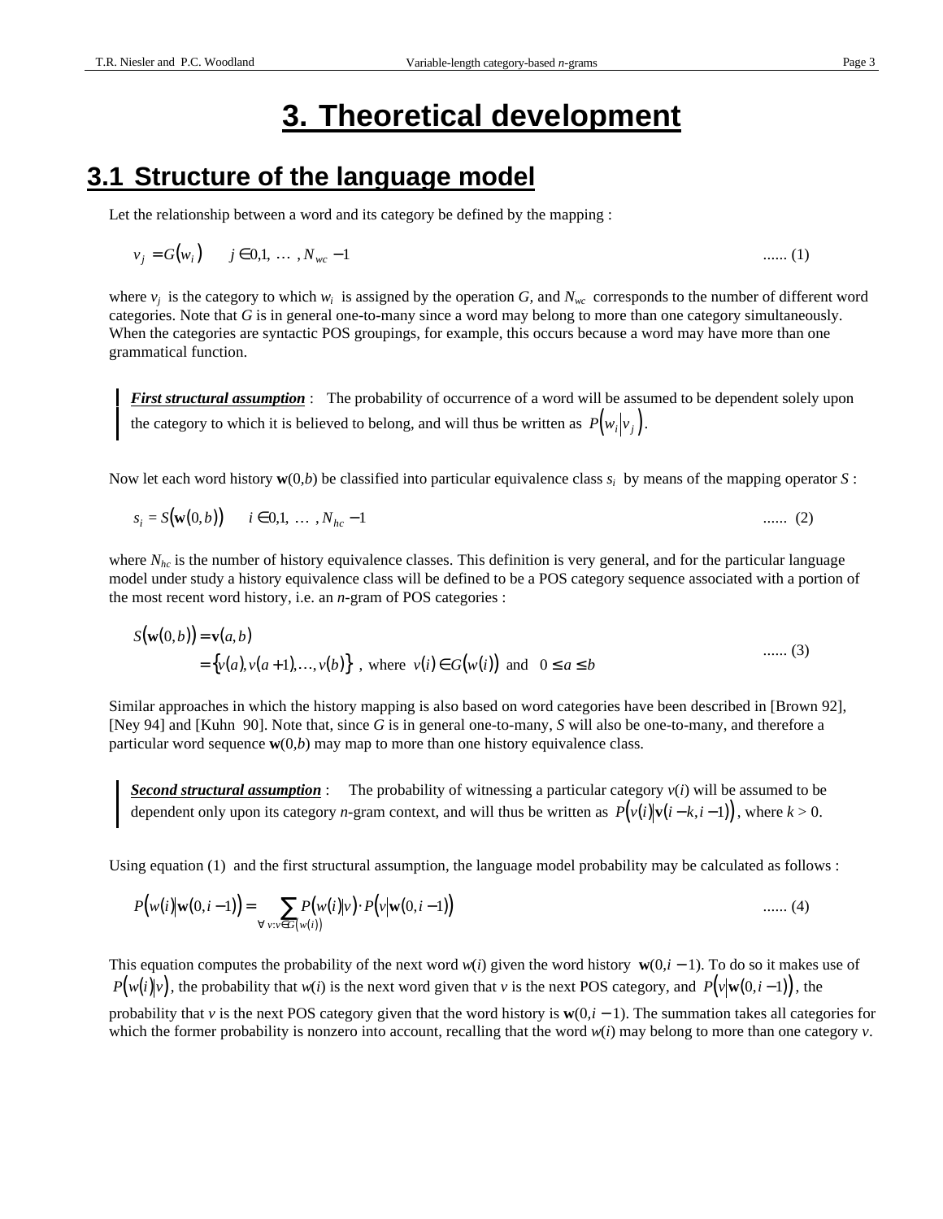# 3. Theoretical development

## 3.1 Structure of the language model

Let the relationship between a word and its category be defined by the mapping :

$$v_j = G(w_i) \qquad j \in 0,1, \ldots, N_{wc} - 1 \qquad \text{...... (1)}$$

where $v_j$ is the category to which $w_i$ is assigned by the operation $G$, and $N_{wc}$ corresponds to the number of different word categories. Note that $G$ is in general one-to-many since a word may belong to more than one category simultaneously. When the categories are syntactic POS groupings, for example, this occurs because a word may have more than one grammatical function.

> ***First structural assumption*** : The probability of occurrence of a word will be assumed to be dependent solely upon the category to which it is believed to belong, and will thus be written as $P(w_i | v_j)$.

Now let each word history $\mathbf{w}(0,b)$ be classified into particular equivalence class $s_i$ by means of the mapping operator $S$ :

$$s_i = S(\mathbf{w}(0,b)) \qquad i \in 0,1, \ldots, N_{hc} - 1 \qquad \text{...... (2)}$$

where $N_{hc}$ is the number of history equivalence classes. This definition is very general, and for the particular language model under study a history equivalence class will be defined to be a POS category sequence associated with a portion of the most recent word history, i.e. an $n$-gram of POS categories :

$$\begin{aligned} S(\mathbf{w}(0,b)) &= \mathbf{v}(a,b) \\ &= \{v(a), v(a+1), \ldots, v(b)\} \text{ , where } v(i) \in G(w(i)) \text{ and } 0 \leq a \leq b \end{aligned} \qquad \text{...... (3)}$$

Similar approaches in which the history mapping is also based on word categories have been described in [Brown 92], [Ney 94] and [Kuhn 90]. Note that, since $G$ is in general one-to-many, $S$ will also be one-to-many, and therefore a particular word sequence $\mathbf{w}(0,b)$ may map to more than one history equivalence class.

> ***Second structural assumption*** : The probability of witnessing a particular category $v(i)$ will be assumed to be dependent only upon its category $n$-gram context, and will thus be written as $P(v(i) | \mathbf{v}(i-k, i-1))$, where $k > 0$.

Using equation (1) and the first structural assumption, the language model probability may be calculated as follows :

$$P(w(i) | \mathbf{w}(0,i-1)) = \sum_{\forall v : v \in G(w(i))} P(w(i) | v) \cdot P(v | \mathbf{w}(0,i-1)) \qquad \text{...... (4)}$$

This equation computes the probability of the next word $w(i)$ given the word history $\mathbf{w}(0,i-1)$. To do so it makes use of $P(w(i) | v)$, the probability that $w(i)$ is the next word given that $v$ is the next POS category, and $P(v | \mathbf{w}(0,i-1))$, the probability that $v$ is the next POS category given that the word history is $\mathbf{w}(0,i-1)$. The summation takes all categories for which the former probability is nonzero into account, recalling that the word $w(i)$ may belong to more than one category $v$.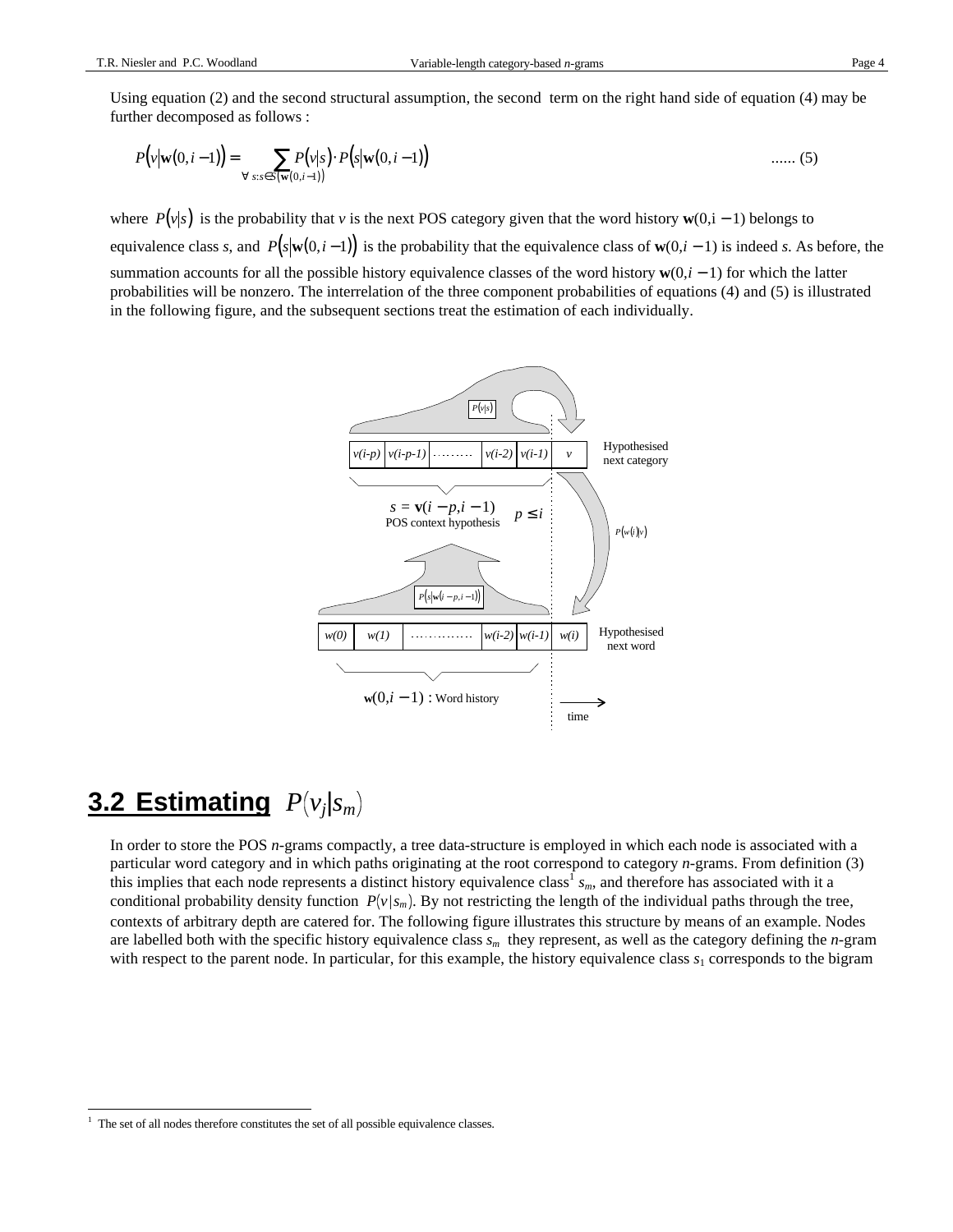Using equation (2) and the second structural assumption, the second term on the right hand side of equation (4) may be further decomposed as follows :

$$P\big(v\big|\mathbf{w}(0,i-1)\big) = \sum_{\forall\, s: s \in S(\mathbf{w}(0,i-1))} P\big(v\big|s\big)\cdot P\big(s\big|\mathbf{w}(0,i-1)\big) \qquad \text{...... (5)}$$

where $P\big(v\big|s\big)$ is the probability that $v$ is the next POS category given that the word history $\mathbf{w}(0,i-1)$ belongs to equivalence class $s$, and $P\big(s\big|\mathbf{w}(0,i-1)\big)$ is the probability that the equivalence class of $\mathbf{w}(0,i-1)$ is indeed $s$. As before, the summation accounts for all the possible history equivalence classes of the word history $\mathbf{w}(0,i-1)$ for which the latter probabilities will be nonzero. The interrelation of the three component probabilities of equations (4) and (5) is illustrated in the following figure, and the subsequent sections treat the estimation of each individually.

## 3.2 Estimating $P(v_j|s_m)$

In order to store the POS $n$-grams compactly, a tree data-structure is employed in which each node is associated with a particular word category and in which paths originating at the root correspond to category $n$-grams. From definition (3) this implies that each node represents a distinct history equivalence class[1] $s_m$, and therefore has associated with it a conditional probability density function $P(v|s_m)$. By not restricting the length of the individual paths through the tree, contexts of arbitrary depth are catered for. The following figure illustrates this structure by means of an example. Nodes are labelled both with the specific history equivalence class $s_m$ they represent, as well as the category defining the $n$-gram with respect to the parent node. In particular, for this example, the history equivalence class $s_1$ corresponds to the bigram

[1] The set of all nodes therefore constitutes the set of all possible equivalence classes.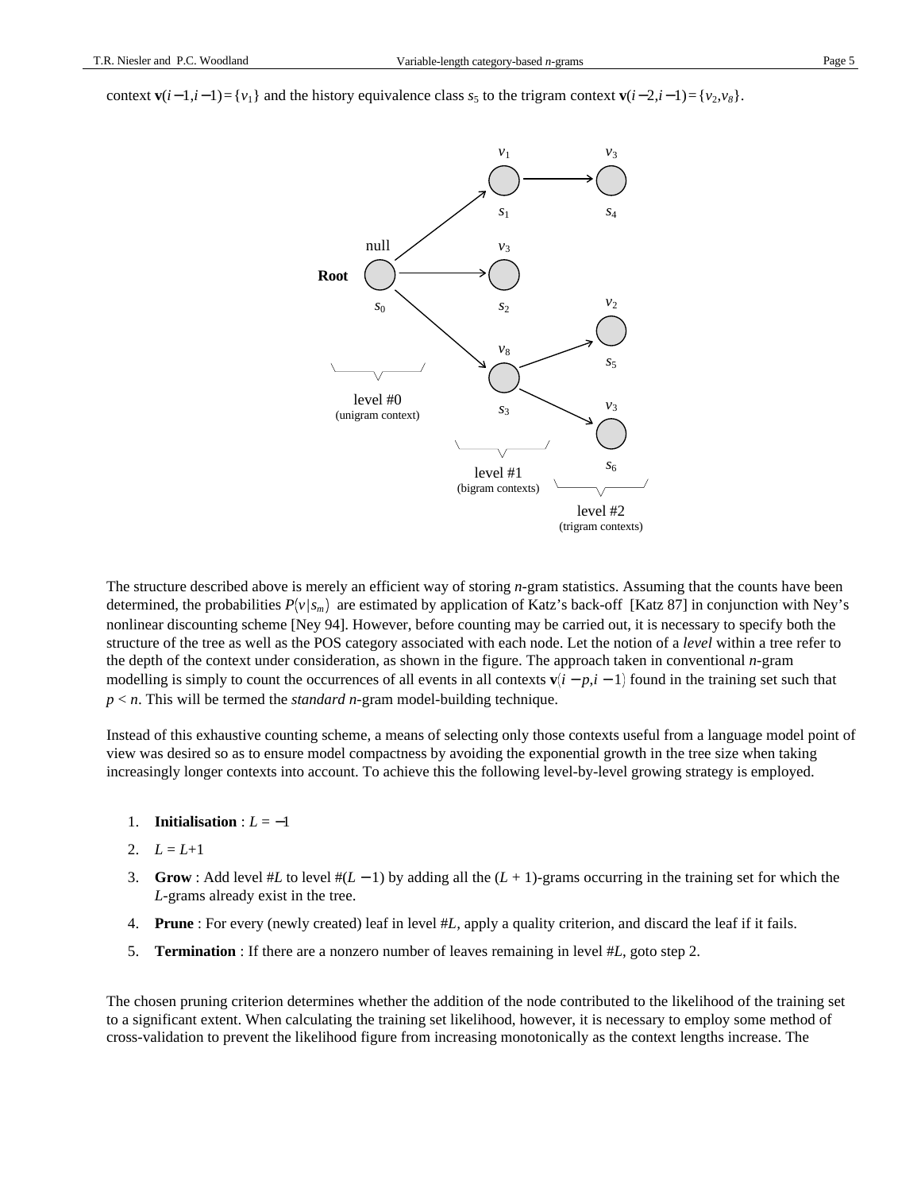context $\mathbf{v}(i-1,i-1)=\{v_1\}$ and the history equivalence class $s_5$ to the trigram context $\mathbf{v}(i-2,i-1)=\{v_2,v_8\}$.

The structure described above is merely an efficient way of storing *n*-gram statistics. Assuming that the counts have been determined, the probabilities $P(v|s_m)$ are estimated by application of Katz's back-off [Katz 87] in conjunction with Ney's nonlinear discounting scheme [Ney 94]. However, before counting may be carried out, it is necessary to specify both the structure of the tree as well as the POS category associated with each node. Let the notion of a *level* within a tree refer to the depth of the context under consideration, as shown in the figure. The approach taken in conventional *n*-gram modelling is simply to count the occurrences of all events in all contexts $\mathbf{v}(i-p,i-1)$ found in the training set such that $p < n$. This will be termed the *standard n*-gram model-building technique.

Instead of this exhaustive counting scheme, a means of selecting only those contexts useful from a language model point of view was desired so as to ensure model compactness by avoiding the exponential growth in the tree size when taking increasingly longer contexts into account. To achieve this the following level-by-level growing strategy is employed.

1. **Initialisation** : $L = -1$
2. $L = L+1$
3. **Grow** : Add level #$L$ to level #$(L-1)$ by adding all the $(L+1)$-grams occurring in the training set for which the $L$-grams already exist in the tree.
4. **Prune** : For every (newly created) leaf in level #$L$, apply a quality criterion, and discard the leaf if it fails.
5. **Termination** : If there are a nonzero number of leaves remaining in level #$L$, goto step 2.

The chosen pruning criterion determines whether the addition of the node contributed to the likelihood of the training set to a significant extent. When calculating the training set likelihood, however, it is necessary to employ some method of cross-validation to prevent the likelihood figure from increasing monotonically as the context lengths increase. The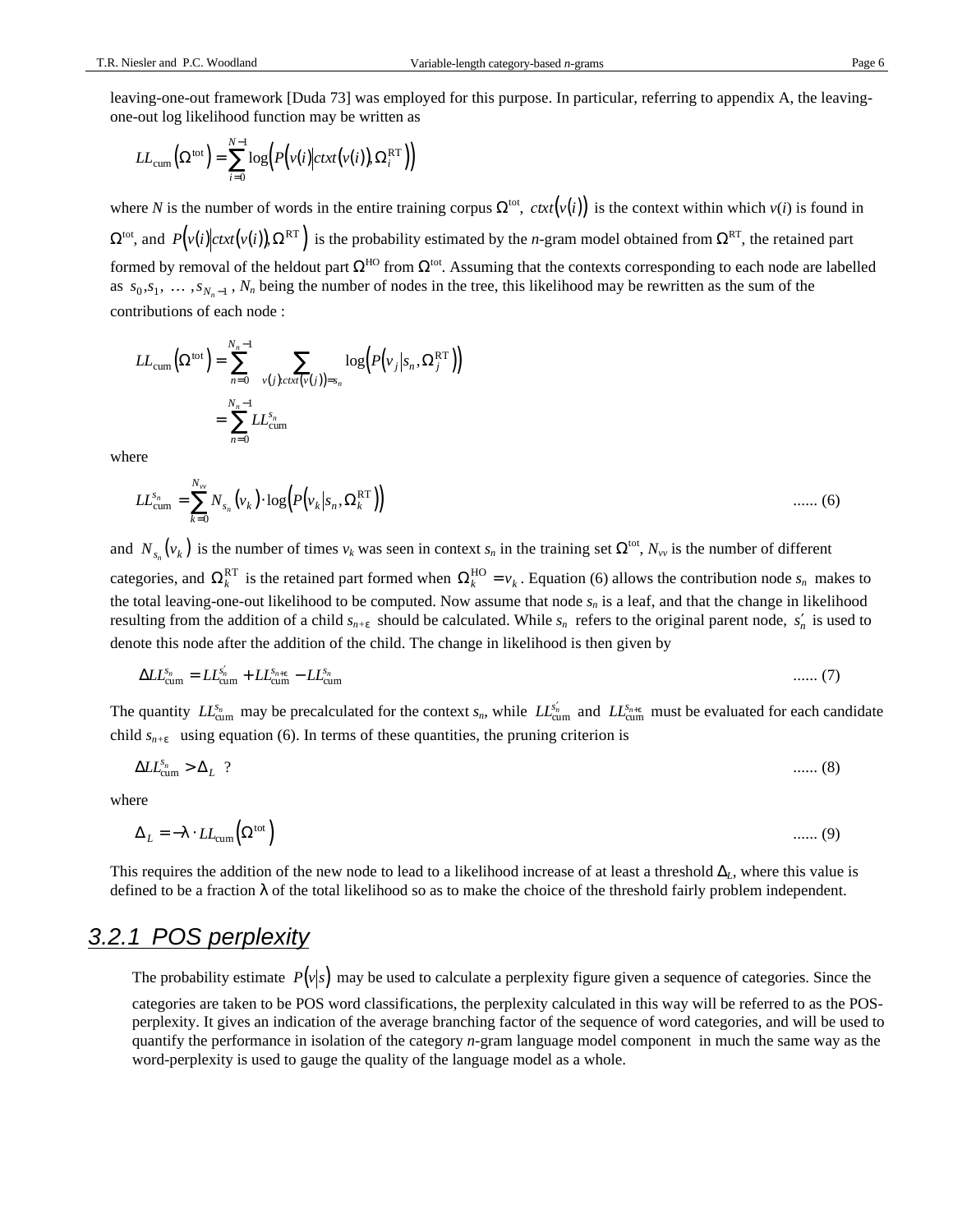leaving-one-out framework [Duda 73] was employed for this purpose. In particular, referring to appendix A, the leaving-one-out log likelihood function may be written as

$$LL_{\text{cum}}\left(\Omega^{\text{tot}}\right) = \sum_{i=0}^{N-1} \log\left(P\left(v(i) \middle| ctxt\left(v(i)\right), \Omega_i^{\text{RT}}\right)\right)$$

where $N$ is the number of words in the entire training corpus $\Omega^{\text{tot}}$, $ctxt\left(v(i)\right)$ is the context within which $v(i)$ is found in $\Omega^{\text{tot}}$, and $P\left(v(i) \middle| ctxt\left(v(i)\right), \Omega^{\text{RT}}\right)$ is the probability estimated by the $n$-gram model obtained from $\Omega^{\text{RT}}$, the retained part formed by removal of the heldout part $\Omega^{\text{HO}}$ from $\Omega^{\text{tot}}$. Assuming that the contexts corresponding to each node are labelled as $s_0, s_1, \ldots, s_{N_n-1}$, $N_n$ being the number of nodes in the tree, this likelihood may be rewritten as the sum of the contributions of each node :

$$\begin{aligned} LL_{\text{cum}}\left(\Omega^{\text{tot}}\right) &= \sum_{n=0}^{N_n-1} \sum_{v(j):ctxt(v(j))=s_n} \log\left(P\left(v_j \middle| s_n, \Omega_j^{\text{RT}}\right)\right) \\ &= \sum_{n=0}^{N_n-1} LL_{\text{cum}}^{s_n} \end{aligned}$$

where

$$LL_{\text{cum}}^{s_n} = \sum_{k=0}^{N_{vv}} N_{s_n}\left(v_k\right) \cdot \log\left(P\left(v_k \middle| s_n, \Omega_k^{\text{RT}}\right)\right) \qquad \text{...... (6)}$$

and $N_{s_n}\left(v_k\right)$ is the number of times $v_k$ was seen in context $s_n$ in the training set $\Omega^{\text{tot}}$, $N_{vv}$ is the number of different categories, and $\Omega_k^{\text{RT}}$ is the retained part formed when $\Omega_k^{\text{HO}} = v_k$. Equation (6) allows the contribution node $s_n$ makes to the total leaving-one-out likelihood to be computed. Now assume that node $s_n$ is a leaf, and that the change in likelihood resulting from the addition of a child $s_{n+\varepsilon}$ should be calculated. While $s_n$ refers to the original parent node, $s_n'$ is used to denote this node after the addition of the child. The change in likelihood is then given by

$$\Delta LL_{\text{cum}}^{s_n} = LL_{\text{cum}}^{s_n'} + LL_{\text{cum}}^{s_{n+\varepsilon}} - LL_{\text{cum}}^{s_n} \qquad \text{...... (7)}$$

The quantity $LL_{\text{cum}}^{s_n}$ may be precalculated for the context $s_n$, while $LL_{\text{cum}}^{s_n'}$ and $LL_{\text{cum}}^{s_{n+\varepsilon}}$ must be evaluated for each candidate child $s_{n+\varepsilon}$ using equation (6). In terms of these quantities, the pruning criterion is

$$\Delta LL_{\text{cum}}^{s_n} > \Delta_L \ \ ? \qquad \text{...... (8)}$$

where

$$\Delta_L = -\lambda \cdot LL_{\text{cum}}\left(\Omega^{\text{tot}}\right) \qquad \text{...... (9)}$$

This requires the addition of the new node to lead to a likelihood increase of at least a threshold $\Delta_L$, where this value is defined to be a fraction $\lambda$ of the total likelihood so as to make the choice of the threshold fairly problem independent.

### *3.2.1 POS perplexity*

The probability estimate $P\left(v \middle| s\right)$ may be used to calculate a perplexity figure given a sequence of categories. Since the categories are taken to be POS word classifications, the perplexity calculated in this way will be referred to as the POS-perplexity. It gives an indication of the average branching factor of the sequence of word categories, and will be used to quantify the performance in isolation of the category $n$-gram language model component in much the same way as the word-perplexity is used to gauge the quality of the language model as a whole.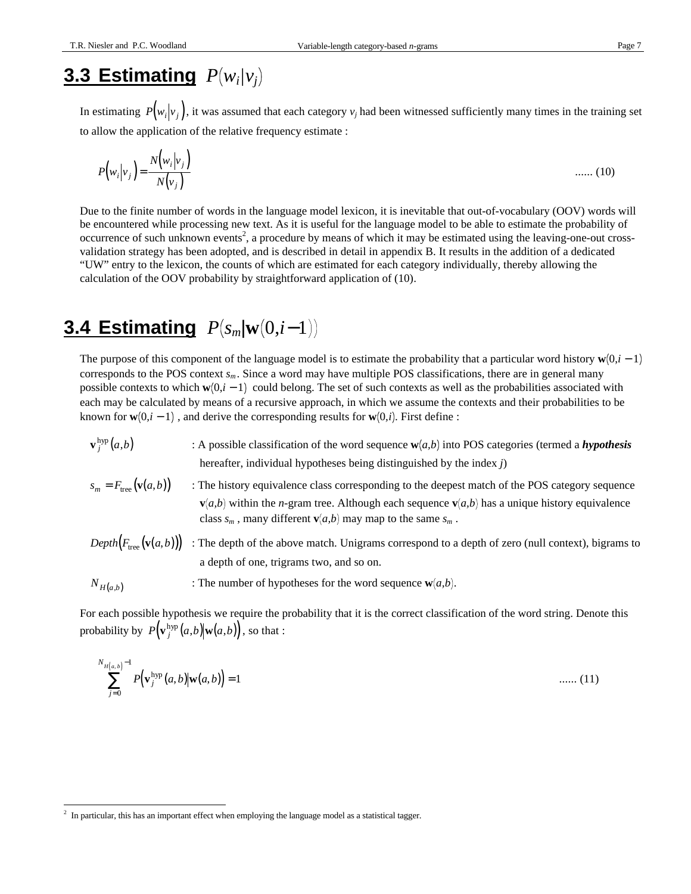## 3.3 Estimating $P(w_i|v_j)$

In estimating $P(w_i|v_j)$, it was assumed that each category $v_j$ had been witnessed sufficiently many times in the training set to allow the application of the relative frequency estimate :

$$P(w_i|v_j) = \frac{N(w_i|v_j)}{N(v_j)} \qquad \text{...... (10)}$$

Due to the finite number of words in the language model lexicon, it is inevitable that out-of-vocabulary (OOV) words will be encountered while processing new text. As it is useful for the language model to be able to estimate the probability of occurrence of such unknown events[2], a procedure by means of which it may be estimated using the leaving-one-out cross-validation strategy has been adopted, and is described in detail in appendix B. It results in the addition of a dedicated "UW" entry to the lexicon, the counts of which are estimated for each category individually, thereby allowing the calculation of the OOV probability by straightforward application of (10).

## 3.4 Estimating $P(s_m|\mathbf{w}(0,i-1))$

The purpose of this component of the language model is to estimate the probability that a particular word history $\mathbf{w}(0,i-1)$ corresponds to the POS context $s_m$. Since a word may have multiple POS classifications, there are in general many possible contexts to which $\mathbf{w}(0,i-1)$ could belong. The set of such contexts as well as the probabilities associated with each may be calculated by means of a recursive approach, in which we assume the contexts and their probabilities to be known for $\mathbf{w}(0,i-1)$ , and derive the corresponding results for $\mathbf{w}(0,i)$. First define :

- $\mathbf{v}_j^{\text{hyp}}(a,b)$ : A possible classification of the word sequence $\mathbf{w}(a,b)$ into POS categories (termed a ***hypothesis*** hereafter, individual hypotheses being distinguished by the index $j$)
- $s_m = F_{\text{tree}}(\mathbf{v}(a,b))$ : The history equivalence class corresponding to the deepest match of the POS category sequence $\mathbf{v}(a,b)$ within the $n$-gram tree. Although each sequence $\mathbf{v}(a,b)$ has a unique history equivalence class $s_m$ , many different $\mathbf{v}(a,b)$ may map to the same $s_m$ .
- $Depth(F_{\text{tree}}(\mathbf{v}(a,b)))$ : The depth of the above match. Unigrams correspond to a depth of zero (null context), bigrams to a depth of one, trigrams two, and so on.
- $N_{H(a,b)}$ : The number of hypotheses for the word sequence $\mathbf{w}(a,b)$.

For each possible hypothesis we require the probability that it is the correct classification of the word string. Denote this probability by $P(\mathbf{v}_j^{\text{hyp}}(a,b)|\mathbf{w}(a,b))$, so that :

$$\sum_{j=0}^{N_{H(a,b)}-1} P(\mathbf{v}_j^{\text{hyp}}(a,b)|\mathbf{w}(a,b)) = 1 \qquad \text{...... (11)}$$

[2] In particular, this has an important effect when employing the language model as a statistical tagger.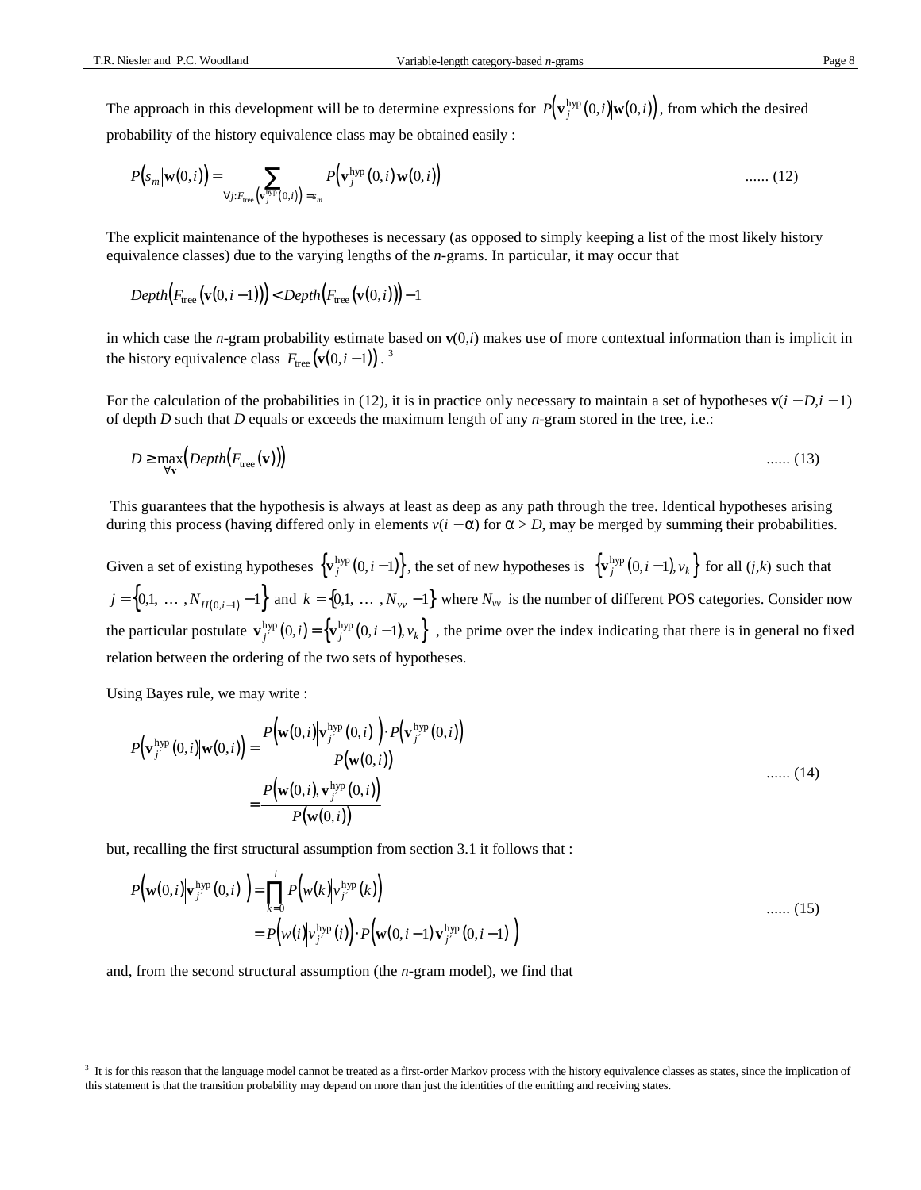The approach in this development will be to determine expressions for $P\left(\mathbf{v}_j^{\text{hyp}}(0,i)\middle|\mathbf{w}(0,i)\right)$, from which the desired probability of the history equivalence class may be obtained easily :

$$P\left(s_m\middle|\mathbf{w}(0,i)\right) = \sum_{\forall j: F_{\text{tree}}\left(\mathbf{v}_j^{\text{hyp}}(0,i)\right) = s_m} P\left(\mathbf{v}_j^{\text{hyp}}(0,i)\middle|\mathbf{w}(0,i)\right) \qquad \text{...... (12)}$$

The explicit maintenance of the hypotheses is necessary (as opposed to simply keeping a list of the most likely history equivalence classes) due to the varying lengths of the *n*-grams. In particular, it may occur that

$$Depth\left(F_{\text{tree}}\left(\mathbf{v}(0,i-1)\right)\right) < Depth\left(F_{\text{tree}}\left(\mathbf{v}(0,i)\right)\right) - 1$$

in which case the *n*-gram probability estimate based on $\mathbf{v}(0,i)$ makes use of more contextual information than is implicit in the history equivalence class $F_{\text{tree}}\left(\mathbf{v}(0,i-1)\right)$. [3]

For the calculation of the probabilities in (12), it is in practice only necessary to maintain a set of hypotheses $\mathbf{v}(i-D,i-1)$ of depth $D$ such that $D$ equals or exceeds the maximum length of any *n*-gram stored in the tree, i.e.:

$$D \geq \max_{\forall \mathbf{v}}\left(Depth\left(F_{\text{tree}}(\mathbf{v})\right)\right) \qquad \text{...... (13)}$$

This guarantees that the hypothesis is always at least as deep as any path through the tree. Identical hypotheses arising during this process (having differed only in elements $v(i-\alpha)$ for $\alpha > D$, may be merged by summing their probabilities.

Given a set of existing hypotheses $\left\{\mathbf{v}_j^{\text{hyp}}(0,i-1)\right\}$, the set of new hypotheses is $\left\{\mathbf{v}_j^{\text{hyp}}(0,i-1), v_k\right\}$ for all $(j,k)$ such that $j = \left\{0,1,\ \ldots\ , N_{H(0,i-1)} - 1\right\}$ and $k = \left\{0,1,\ \ldots\ , N_{vv} - 1\right\}$ where $N_{vv}$ is the number of different POS categories. Consider now the particular postulate $\mathbf{v}_{j'}^{\text{hyp}}(0,i) = \left\{\mathbf{v}_j^{\text{hyp}}(0,i-1), v_k\right\}$, the prime over the index indicating that there is in general no fixed relation between the ordering of the two sets of hypotheses.

Using Bayes rule, we may write :

$$\begin{aligned} P\left(\mathbf{v}_{j'}^{\text{hyp}}(0,i)\middle|\mathbf{w}(0,i)\right) &= \frac{P\left(\mathbf{w}(0,i)\middle|\mathbf{v}_{j'}^{\text{hyp}}(0,i)\right)\cdot P\left(\mathbf{v}_{j'}^{\text{hyp}}(0,i)\right)}{P\left(\mathbf{w}(0,i)\right)} \\ &= \frac{P\left(\mathbf{w}(0,i), \mathbf{v}_{j'}^{\text{hyp}}(0,i)\right)}{P\left(\mathbf{w}(0,i)\right)} \end{aligned} \qquad \text{...... (14)}$$

but, recalling the first structural assumption from section 3.1 it follows that :

$$\begin{aligned} P\left(\mathbf{w}(0,i)\middle|\mathbf{v}_{j'}^{\text{hyp}}(0,i)\right) &= \prod_{k=0}^{i} P\left(w(k)\middle|v_{j'}^{\text{hyp}}(k)\right) \\ &= P\left(w(i)\middle|v_{j'}^{\text{hyp}}(i)\right)\cdot P\left(\mathbf{w}(0,i-1)\middle|\mathbf{v}_{j'}^{\text{hyp}}(0,i-1)\right) \end{aligned} \qquad \text{...... (15)}$$

and, from the second structural assumption (the *n*-gram model), we find that

[3] It is for this reason that the language model cannot be treated as a first-order Markov process with the history equivalence classes as states, since the implication of this statement is that the transition probability may depend on more than just the identities of the emitting and receiving states.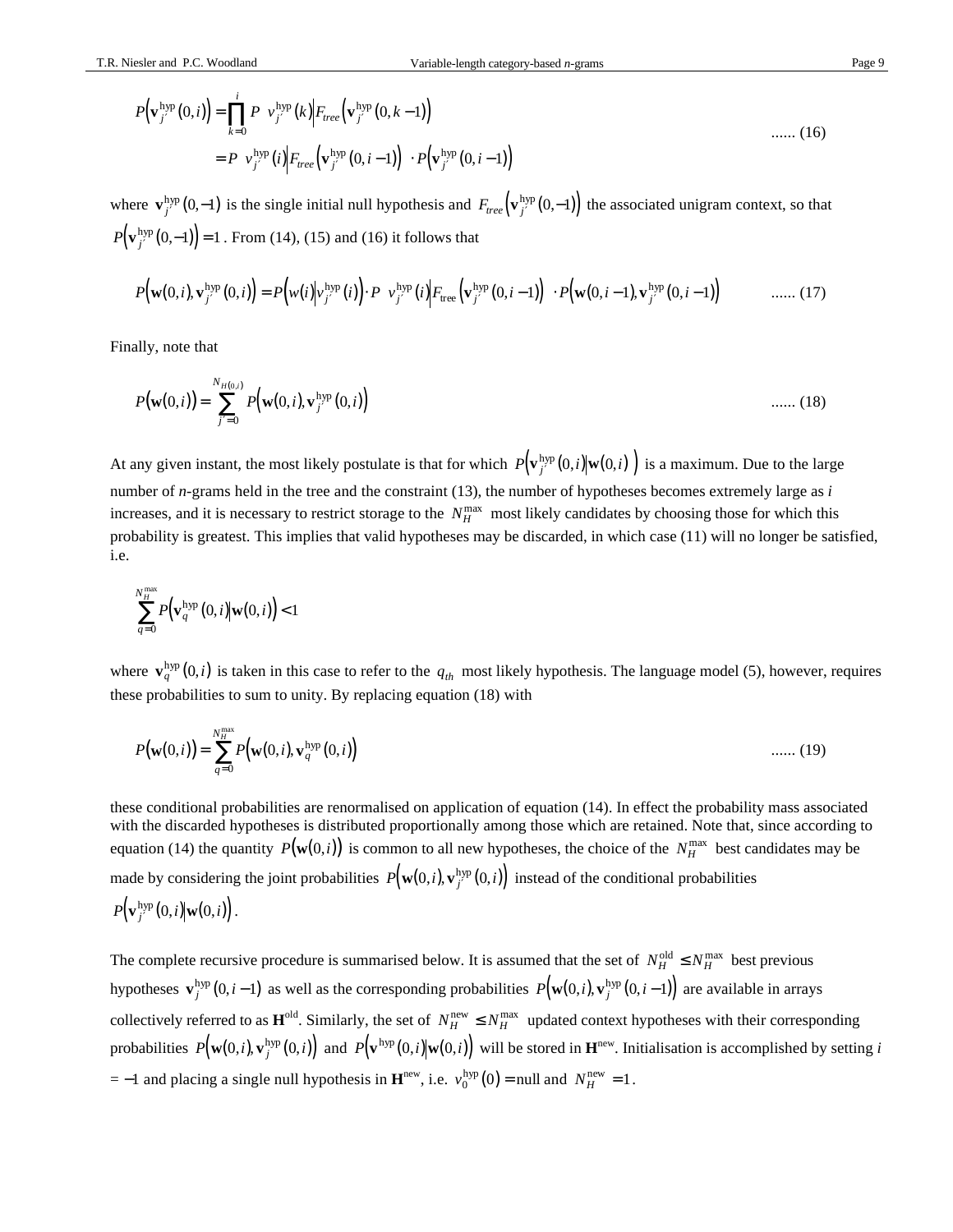$$P\left(\mathbf{v}_{j'}^{\text{hyp}}(0,i)\right) = \prod_{k=0}^{i} P\left(v_{j'}^{\text{hyp}}(k) \middle| F_{tree}\left(\mathbf{v}_{j'}^{\text{hyp}}(0,k-1)\right)\right)$$
$$= P\left(v_{j'}^{\text{hyp}}(i) \middle| F_{tree}\left(\mathbf{v}_{j'}^{\text{hyp}}(0,i-1)\right)\right) \cdot P\left(\mathbf{v}_{j'}^{\text{hyp}}(0,i-1)\right) \quad \text{...... (16)}$$

where $\mathbf{v}_{j'}^{\text{hyp}}(0,-1)$ is the single initial null hypothesis and $F_{tree}\left(\mathbf{v}_{j'}^{\text{hyp}}(0,-1)\right)$ the associated unigram context, so that $P\left(\mathbf{v}_{j'}^{\text{hyp}}(0,-1)\right) = 1$. From (14), (15) and (16) it follows that

$$P\left(\mathbf{w}(0,i), \mathbf{v}_{j'}^{\text{hyp}}(0,i)\right) = P\left(w(i) \middle| v_{j'}^{\text{hyp}}(i)\right) \cdot P\left(v_{j'}^{\text{hyp}}(i) \middle| F_{\text{tree}}\left(\mathbf{v}_{j'}^{\text{hyp}}(0,i-1)\right)\right) \cdot P\left(\mathbf{w}(0,i-1), \mathbf{v}_{j'}^{\text{hyp}}(0,i-1)\right) \quad \text{...... (17)}$$

Finally, note that

$$P(\mathbf{w}(0,i)) = \sum_{j'=0}^{N_{H(0,i)}} P\left(\mathbf{w}(0,i), \mathbf{v}_{j'}^{\text{hyp}}(0,i)\right) \quad \text{...... (18)}$$

At any given instant, the most likely postulate is that for which $P\left(\mathbf{v}_{j'}^{\text{hyp}}(0,i) \middle| \mathbf{w}(0,i)\right)$ is a maximum. Due to the large number of *n*-grams held in the tree and the constraint (13), the number of hypotheses becomes extremely large as *i* increases, and it is necessary to restrict storage to the $N_H^{\max}$ most likely candidates by choosing those for which this probability is greatest. This implies that valid hypotheses may be discarded, in which case (11) will no longer be satisfied, i.e.

$$\sum_{q=0}^{N_H^{\max}} P\left(\mathbf{v}_q^{\text{hyp}}(0,i) \middle| \mathbf{w}(0,i)\right) < 1$$

where $\mathbf{v}_q^{\text{hyp}}(0,i)$ is taken in this case to refer to the $q_{th}$ most likely hypothesis. The language model (5), however, requires these probabilities to sum to unity. By replacing equation (18) with

$$P(\mathbf{w}(0,i)) = \sum_{q=0}^{N_H^{\max}} P\left(\mathbf{w}(0,i), \mathbf{v}_q^{\text{hyp}}(0,i)\right) \quad \text{...... (19)}$$

these conditional probabilities are renormalised on application of equation (14). In effect the probability mass associated with the discarded hypotheses is distributed proportionally among those which are retained. Note that, since according to equation (14) the quantity $P(\mathbf{w}(0,i))$ is common to all new hypotheses, the choice of the $N_H^{\max}$ best candidates may be made by considering the joint probabilities $P\left(\mathbf{w}(0,i), \mathbf{v}_{j'}^{\text{hyp}}(0,i)\right)$ instead of the conditional probabilities $P\left(\mathbf{v}_{j'}^{\text{hyp}}(0,i) \middle| \mathbf{w}(0,i)\right)$.

The complete recursive procedure is summarised below. It is assumed that the set of $N_H^{\text{old}} \leq N_H^{\max}$ best previous hypotheses $\mathbf{v}_j^{\text{hyp}}(0,i-1)$ as well as the corresponding probabilities $P\left(\mathbf{w}(0,i), \mathbf{v}_j^{\text{hyp}}(0,i-1)\right)$ are available in arrays collectively referred to as $\mathbf{H}^{\text{old}}$. Similarly, the set of $N_H^{\text{new}} \leq N_H^{\max}$ updated context hypotheses with their corresponding probabilities $P\left(\mathbf{w}(0,i), \mathbf{v}_j^{\text{hyp}}(0,i)\right)$ and $P\left(\mathbf{v}^{\text{hyp}}(0,i) \middle| \mathbf{w}(0,i)\right)$ will be stored in $\mathbf{H}^{\text{new}}$. Initialisation is accomplished by setting $i = -1$ and placing a single null hypothesis in $\mathbf{H}^{\text{new}}$, i.e. $v_0^{\text{hyp}}(0) = \text{null}$ and $N_H^{\text{new}} = 1$.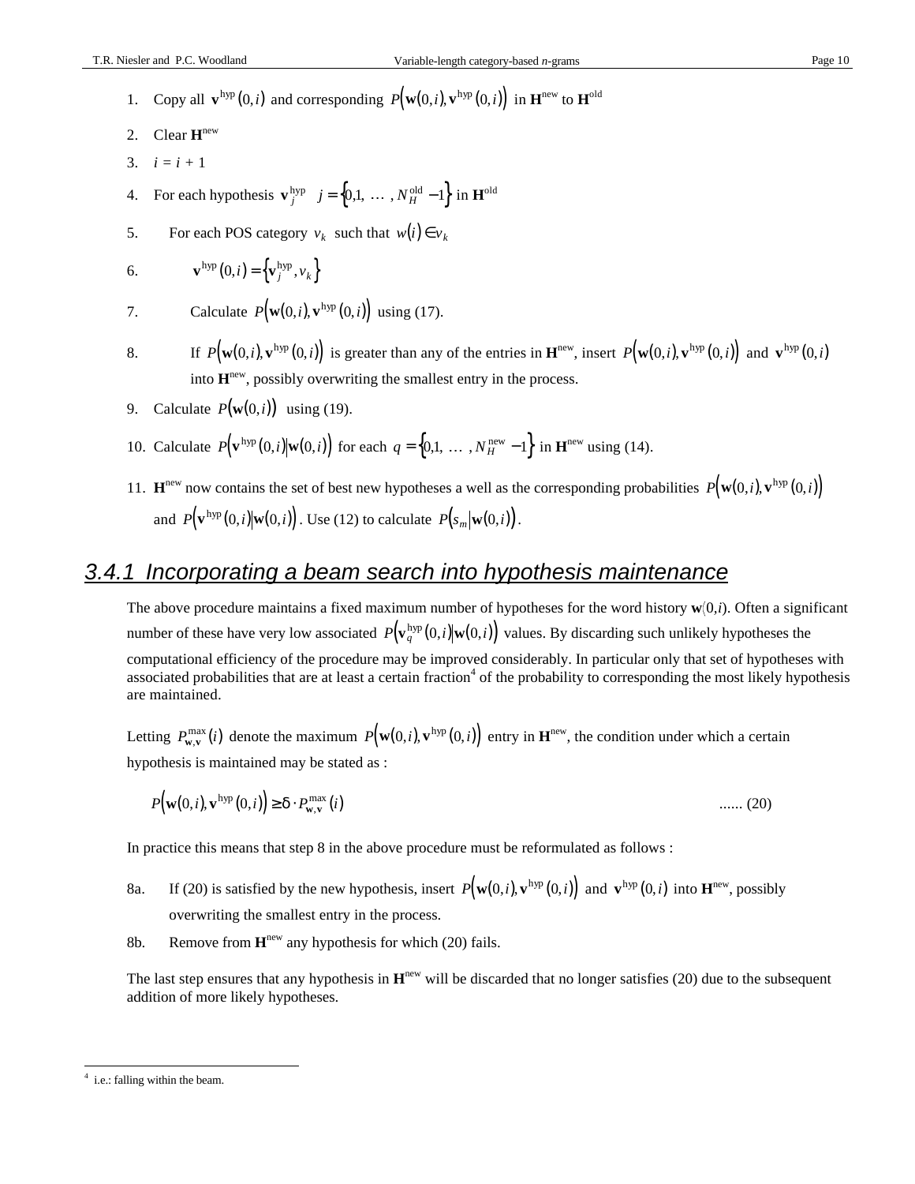1. Copy all $\mathbf{v}^{\text{hyp}}(0,i)$ and corresponding $P\left(\mathbf{w}(0,i),\mathbf{v}^{\text{hyp}}(0,i)\right)$ in $\mathbf{H}^{\text{new}}$ to $\mathbf{H}^{\text{old}}$
2. Clear $\mathbf{H}^{\text{new}}$
3. $i = i + 1$
4. For each hypothesis $\mathbf{v}_j^{\text{hyp}} \quad j = \left\{0,1,\ \ldots\ ,N_H^{\text{old}} - 1\right\}$ in $\mathbf{H}^{\text{old}}$
5. For each POS category $v_k$ such that $w(i) \in v_k$
6. $\mathbf{v}^{\text{hyp}}(0,i) = \left\{\mathbf{v}_j^{\text{hyp}}, v_k\right\}$
7. Calculate $P\left(\mathbf{w}(0,i),\mathbf{v}^{\text{hyp}}(0,i)\right)$ using (17).
8. If $P\left(\mathbf{w}(0,i),\mathbf{v}^{\text{hyp}}(0,i)\right)$ is greater than any of the entries in $\mathbf{H}^{\text{new}}$, insert $P\left(\mathbf{w}(0,i),\mathbf{v}^{\text{hyp}}(0,i)\right)$ and $\mathbf{v}^{\text{hyp}}(0,i)$ into $\mathbf{H}^{\text{new}}$, possibly overwriting the smallest entry in the process.
9. Calculate $P\left(\mathbf{w}(0,i)\right)$ using (19).
10. Calculate $P\left(\mathbf{v}^{\text{hyp}}(0,i)\middle|\mathbf{w}(0,i)\right)$ for each $q = \left\{0,1,\ \ldots\ ,N_H^{\text{new}} - 1\right\}$ in $\mathbf{H}^{\text{new}}$ using (14).
11. $\mathbf{H}^{\text{new}}$ now contains the set of best new hypotheses a well as the corresponding probabilities $P\left(\mathbf{w}(0,i),\mathbf{v}^{\text{hyp}}(0,i)\right)$ and $P\left(\mathbf{v}^{\text{hyp}}(0,i)\middle|\mathbf{w}(0,i)\right)$. Use (12) to calculate $P\left(s_m\middle|\mathbf{w}(0,i)\right)$.

### 3.4.1 Incorporating a beam search into hypothesis maintenance

The above procedure maintains a fixed maximum number of hypotheses for the word history $\mathbf{w}(0,i)$. Often a significant number of these have very low associated $P\left(\mathbf{v}_q^{\text{hyp}}(0,i)\middle|\mathbf{w}(0,i)\right)$ values. By discarding such unlikely hypotheses the computational efficiency of the procedure may be improved considerably. In particular only that set of hypotheses with associated probabilities that are at least a certain fraction[4] of the probability to corresponding the most likely hypothesis are maintained.

Letting $P_{\mathbf{w},\mathbf{v}}^{\max}(i)$ denote the maximum $P\left(\mathbf{w}(0,i),\mathbf{v}^{\text{hyp}}(0,i)\right)$ entry in $\mathbf{H}^{\text{new}}$, the condition under which a certain hypothesis is maintained may be stated as :

$$P\left(\mathbf{w}(0,i),\mathbf{v}^{\text{hyp}}(0,i)\right) \geq \delta \cdot P_{\mathbf{w},\mathbf{v}}^{\max}(i) \qquad \text{...... (20)}$$

In practice this means that step 8 in the above procedure must be reformulated as follows :

8a. If (20) is satisfied by the new hypothesis, insert $P\left(\mathbf{w}(0,i),\mathbf{v}^{\text{hyp}}(0,i)\right)$ and $\mathbf{v}^{\text{hyp}}(0,i)$ into $\mathbf{H}^{\text{new}}$, possibly overwriting the smallest entry in the process.

8b. Remove from $\mathbf{H}^{\text{new}}$ any hypothesis for which (20) fails.

The last step ensures that any hypothesis in $\mathbf{H}^{\text{new}}$ will be discarded that no longer satisfies (20) due to the subsequent addition of more likely hypotheses.

---

[4] i.e.: falling within the beam.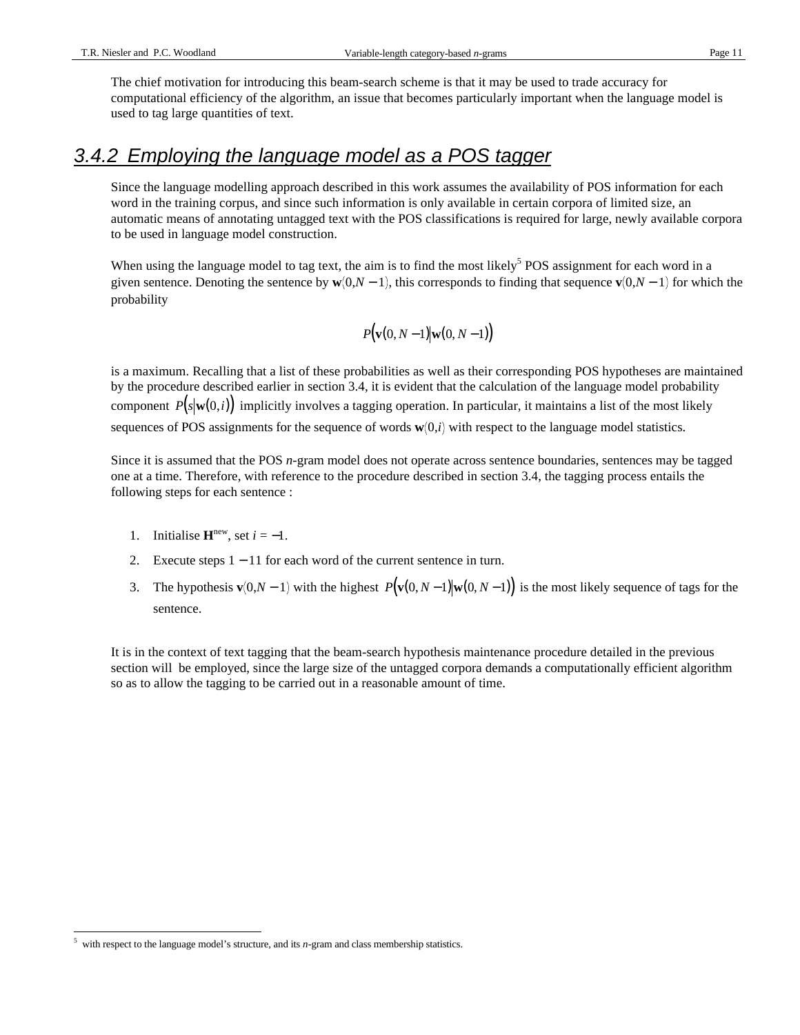The chief motivation for introducing this beam-search scheme is that it may be used to trade accuracy for computational efficiency of the algorithm, an issue that becomes particularly important when the language model is used to tag large quantities of text.

### 3.4.2 Employing the language model as a POS tagger

Since the language modelling approach described in this work assumes the availability of POS information for each word in the training corpus, and since such information is only available in certain corpora of limited size, an automatic means of annotating untagged text with the POS classifications is required for large, newly available corpora to be used in language model construction.

When using the language model to tag text, the aim is to find the most likely[5] POS assignment for each word in a given sentence. Denoting the sentence by $\mathbf{w}(0,N-1)$, this corresponds to finding that sequence $\mathbf{v}(0,N-1)$ for which the probability

$$P\big(\mathbf{v}(0,N-1)\big|\mathbf{w}(0,N-1)\big)$$

is a maximum. Recalling that a list of these probabilities as well as their corresponding POS hypotheses are maintained by the procedure described earlier in section 3.4, it is evident that the calculation of the language model probability component $P\big(s\big|\mathbf{w}(0,i)\big)$ implicitly involves a tagging operation. In particular, it maintains a list of the most likely sequences of POS assignments for the sequence of words $\mathbf{w}(0,i)$ with respect to the language model statistics.

Since it is assumed that the POS *n*-gram model does not operate across sentence boundaries, sentences may be tagged one at a time. Therefore, with reference to the procedure described in section 3.4, the tagging process entails the following steps for each sentence :

1. Initialise $\mathbf{H}^{new}$, set $i = -1$.
2. Execute steps 1 − 11 for each word of the current sentence in turn.
3. The hypothesis $\mathbf{v}(0,N-1)$ with the highest $P\big(\mathbf{v}(0,N-1)\big|\mathbf{w}(0,N-1)\big)$ is the most likely sequence of tags for the sentence.

It is in the context of text tagging that the beam-search hypothesis maintenance procedure detailed in the previous section will be employed, since the large size of the untagged corpora demands a computationally efficient algorithm so as to allow the tagging to be carried out in a reasonable amount of time.

---

[5] with respect to the language model's structure, and its *n*-gram and class membership statistics.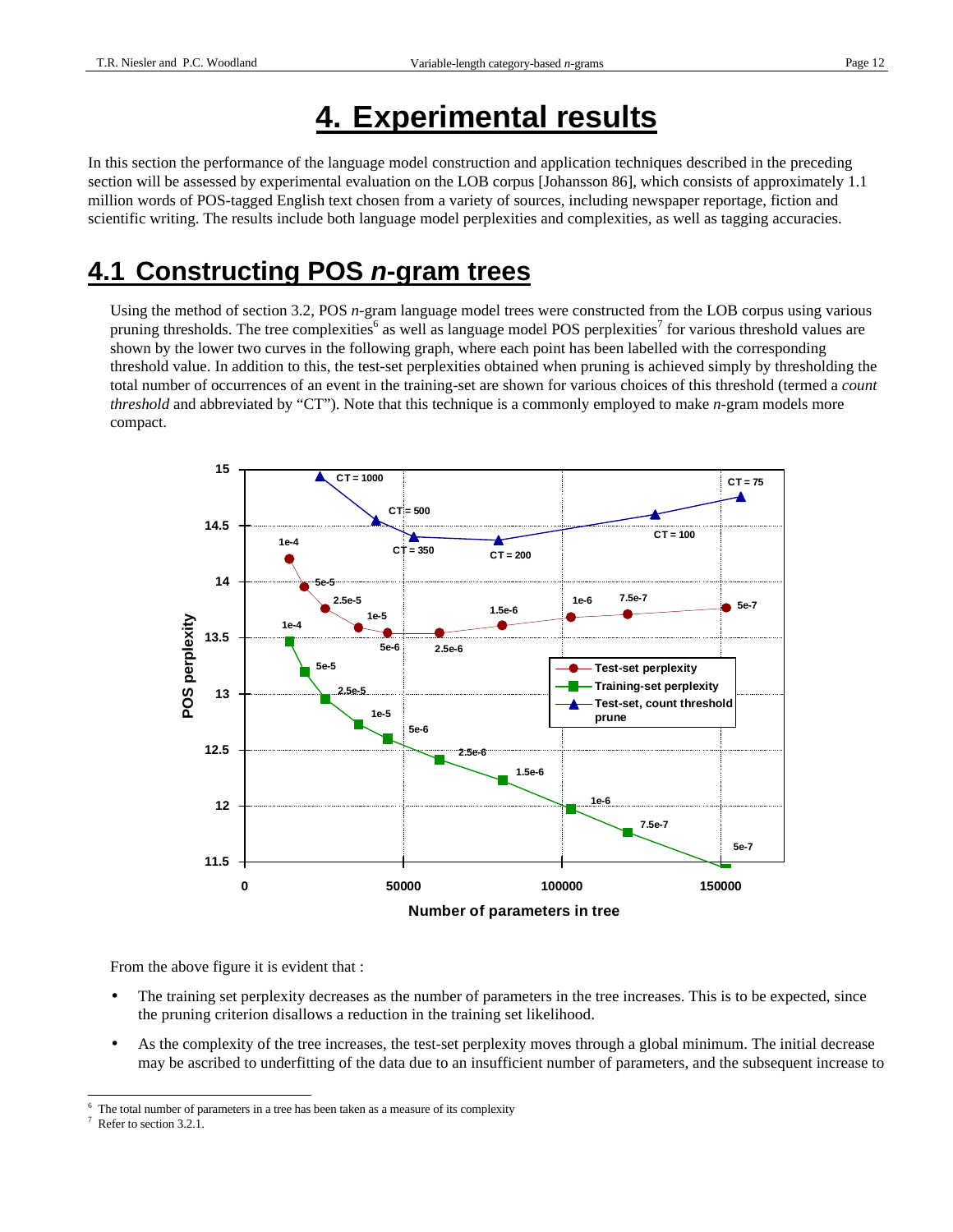# 4. Experimental results

In this section the performance of the language model construction and application techniques described in the preceding section will be assessed by experimental evaluation on the LOB corpus [Johansson 86], which consists of approximately 1.1 million words of POS-tagged English text chosen from a variety of sources, including newspaper reportage, fiction and scientific writing. The results include both language model perplexities and complexities, as well as tagging accuracies.

## 4.1 Constructing POS *n*-gram trees

Using the method of section 3.2, POS *n*-gram language model trees were constructed from the LOB corpus using various pruning thresholds. The tree complexities[6] as well as language model POS perplexities[7] for various threshold values are shown by the lower two curves in the following graph, where each point has been labelled with the corresponding threshold value. In addition to this, the test-set perplexities obtained when pruning is achieved simply by thresholding the total number of occurrences of an event in the training-set are shown for various choices of this threshold (termed a *count threshold* and abbreviated by "CT"). Note that this technique is a commonly employed to make *n*-gram models more compact.

From the above figure it is evident that :

- The training set perplexity decreases as the number of parameters in the tree increases. This is to be expected, since the pruning criterion disallows a reduction in the training set likelihood.
- As the complexity of the tree increases, the test-set perplexity moves through a global minimum. The initial decrease may be ascribed to underfitting of the data due to an insufficient number of parameters, and the subsequent increase to

---

[6] The total number of parameters in a tree has been taken as a measure of its complexity

[7] Refer to section 3.2.1.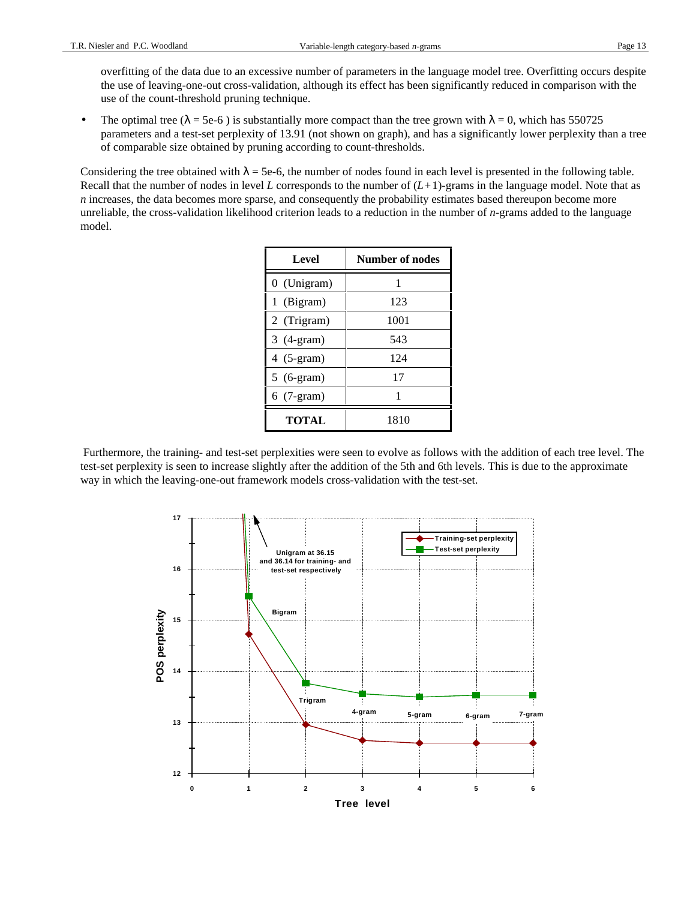overfitting of the data due to an excessive number of parameters in the language model tree. Overfitting occurs despite the use of leaving-one-out cross-validation, although its effect has been significantly reduced in comparison with the use of the count-threshold pruning technique.

- The optimal tree ($\lambda$ = 5e-6 ) is substantially more compact than the tree grown with $\lambda = 0$, which has 550725 parameters and a test-set perplexity of 13.91 (not shown on graph), and has a significantly lower perplexity than a tree of comparable size obtained by pruning according to count-thresholds.

Considering the tree obtained with $\lambda$ = 5e-6, the number of nodes found in each level is presented in the following table. Recall that the number of nodes in level $L$ corresponds to the number of $(L+1)$-grams in the language model. Note that as $n$ increases, the data becomes more sparse, and consequently the probability estimates based thereupon become more unreliable, the cross-validation likelihood criterion leads to a reduction in the number of $n$-grams added to the language model.

| Level | Number of nodes |
|---|---|
| 0 (Unigram) | 1 |
| 1 (Bigram) | 123 |
| 2 (Trigram) | 1001 |
| 3 (4-gram) | 543 |
| 4 (5-gram) | 124 |
| 5 (6-gram) | 17 |
| 6 (7-gram) | 1 |
| **TOTAL** | 1810 |

Furthermore, the training- and test-set perplexities were seen to evolve as follows with the addition of each tree level. The test-set perplexity is seen to increase slightly after the addition of the 5th and 6th levels. This is due to the approximate way in which the leaving-one-out framework models cross-validation with the test-set.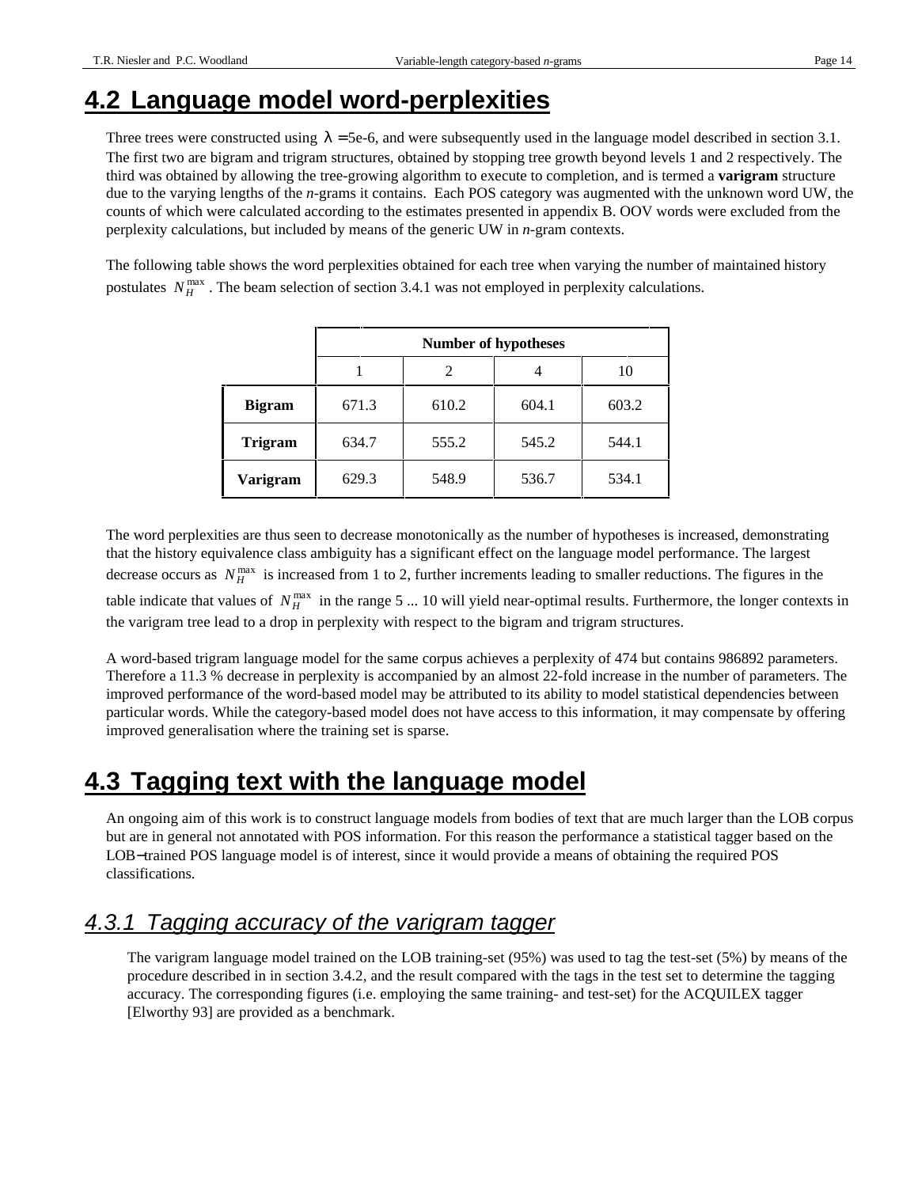## 4.2 Language model word-perplexities

Three trees were constructed using $\lambda = 5e\text{-}6$, and were subsequently used in the language model described in section 3.1. The first two are bigram and trigram structures, obtained by stopping tree growth beyond levels 1 and 2 respectively. The third was obtained by allowing the tree-growing algorithm to execute to completion, and is termed a **varigram** structure due to the varying lengths of the *n*-grams it contains. Each POS category was augmented with the unknown word UW, the counts of which were calculated according to the estimates presented in appendix B. OOV words were excluded from the perplexity calculations, but included by means of the generic UW in *n*-gram contexts.

The following table shows the word perplexities obtained for each tree when varying the number of maintained history postulates $N_H^{max}$. The beam selection of section 3.4.1 was not employed in perplexity calculations.

| | Number of hypotheses | | | |
|---|---|---|---|---|
| | 1 | 2 | 4 | 10 |
| **Bigram** | 671.3 | 610.2 | 604.1 | 603.2 |
| **Trigram** | 634.7 | 555.2 | 545.2 | 544.1 |
| **Varigram** | 629.3 | 548.9 | 536.7 | 534.1 |

The word perplexities are thus seen to decrease monotonically as the number of hypotheses is increased, demonstrating that the history equivalence class ambiguity has a significant effect on the language model performance. The largest decrease occurs as $N_H^{max}$ is increased from 1 to 2, further increments leading to smaller reductions. The figures in the table indicate that values of $N_H^{max}$ in the range 5 ... 10 will yield near-optimal results. Furthermore, the longer contexts in the varigram tree lead to a drop in perplexity with respect to the bigram and trigram structures.

A word-based trigram language model for the same corpus achieves a perplexity of 474 but contains 986892 parameters. Therefore a 11.3 % decrease in perplexity is accompanied by an almost 22-fold increase in the number of parameters. The improved performance of the word-based model may be attributed to its ability to model statistical dependencies between particular words. While the category-based model does not have access to this information, it may compensate by offering improved generalisation where the training set is sparse.

## 4.3 Tagging text with the language model

An ongoing aim of this work is to construct language models from bodies of text that are much larger than the LOB corpus but are in general not annotated with POS information. For this reason the performance a statistical tagger based on the LOB−trained POS language model is of interest, since it would provide a means of obtaining the required POS classifications.

### 4.3.1 Tagging accuracy of the varigram tagger

The varigram language model trained on the LOB training-set (95%) was used to tag the test-set (5%) by means of the procedure described in in section 3.4.2, and the result compared with the tags in the test set to determine the tagging accuracy. The corresponding figures (i.e. employing the same training- and test-set) for the ACQUILEX tagger [Elworthy 93] are provided as a benchmark.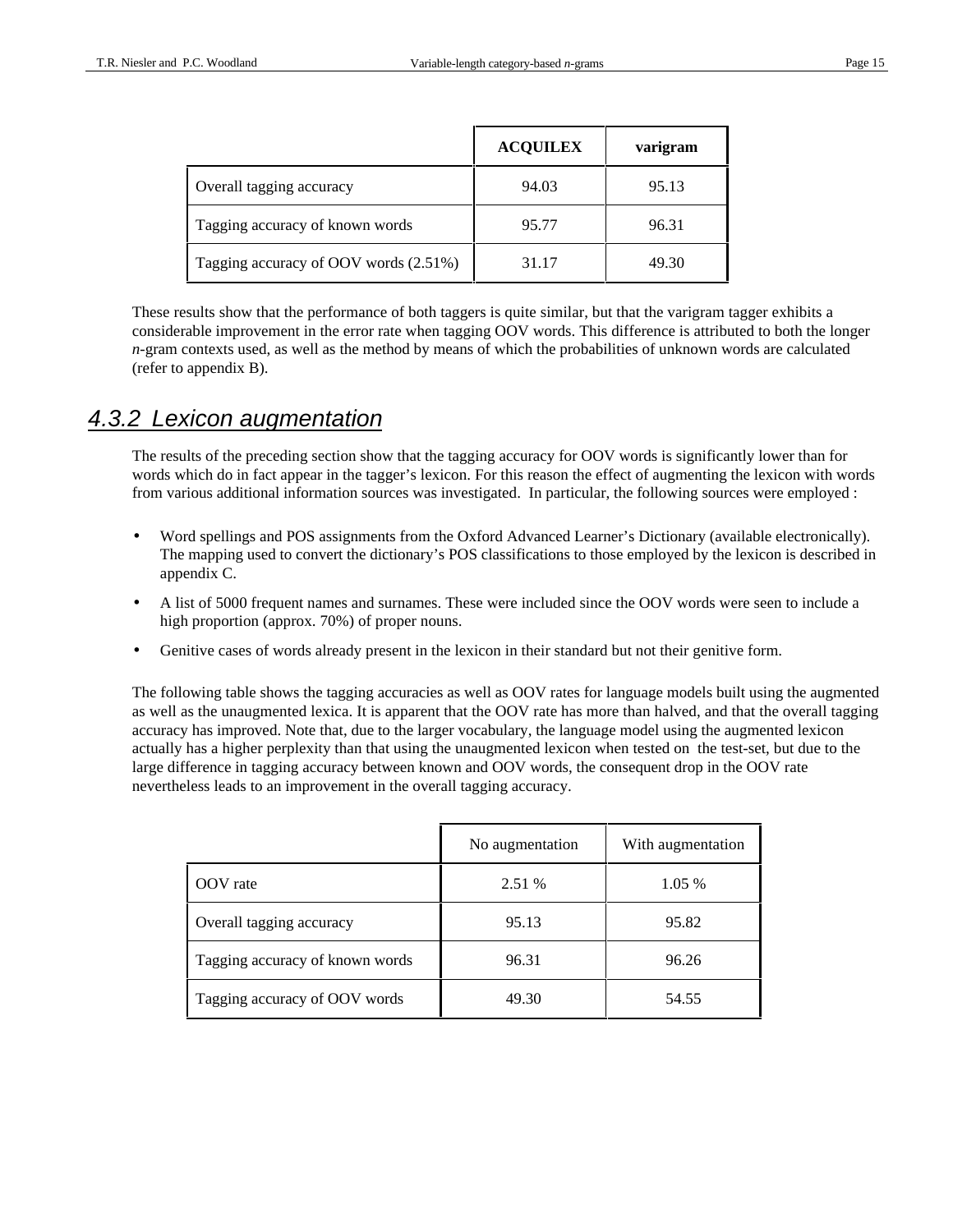| | **ACQUILEX** | **varigram** |
|---|---|---|
| Overall tagging accuracy | 94.03 | 95.13 |
| Tagging accuracy of known words | 95.77 | 96.31 |
| Tagging accuracy of OOV words (2.51%) | 31.17 | 49.30 |

These results show that the performance of both taggers is quite similar, but that the varigram tagger exhibits a considerable improvement in the error rate when tagging OOV words. This difference is attributed to both the longer *n*-gram contexts used, as well as the method by means of which the probabilities of unknown words are calculated (refer to appendix B).

### *4.3.2 Lexicon augmentation*

The results of the preceding section show that the tagging accuracy for OOV words is significantly lower than for words which do in fact appear in the tagger's lexicon. For this reason the effect of augmenting the lexicon with words from various additional information sources was investigated. In particular, the following sources were employed :

- Word spellings and POS assignments from the Oxford Advanced Learner's Dictionary (available electronically). The mapping used to convert the dictionary's POS classifications to those employed by the lexicon is described in appendix C.
- A list of 5000 frequent names and surnames. These were included since the OOV words were seen to include a high proportion (approx. 70%) of proper nouns.
- Genitive cases of words already present in the lexicon in their standard but not their genitive form.

The following table shows the tagging accuracies as well as OOV rates for language models built using the augmented as well as the unaugmented lexica. It is apparent that the OOV rate has more than halved, and that the overall tagging accuracy has improved. Note that, due to the larger vocabulary, the language model using the augmented lexicon actually has a higher perplexity than that using the unaugmented lexicon when tested on the test-set, but due to the large difference in tagging accuracy between known and OOV words, the consequent drop in the OOV rate nevertheless leads to an improvement in the overall tagging accuracy.

| | No augmentation | With augmentation |
|---|---|---|
| OOV rate | 2.51 % | 1.05 % |
| Overall tagging accuracy | 95.13 | 95.82 |
| Tagging accuracy of known words | 96.31 | 96.26 |
| Tagging accuracy of OOV words | 49.30 | 54.55 |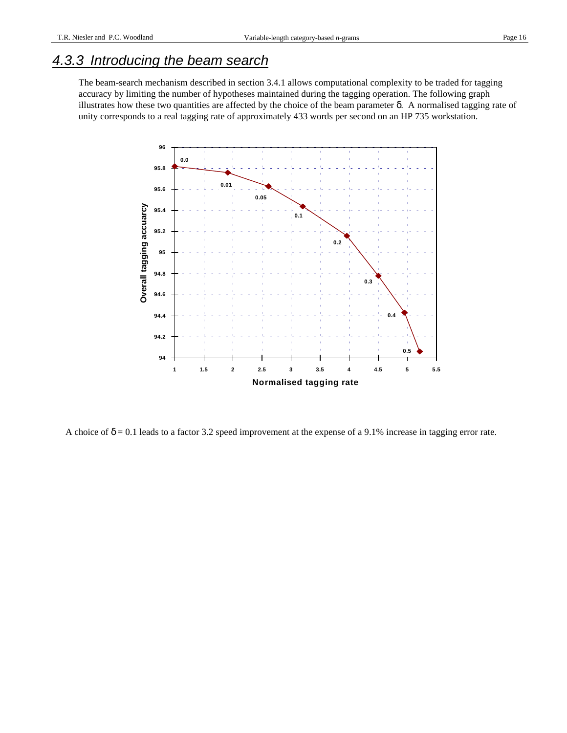### 4.3.3 Introducing the beam search

The beam-search mechanism described in section 3.4.1 allows computational complexity to be traded for tagging accuracy by limiting the number of hypotheses maintained during the tagging operation. The following graph illustrates how these two quantities are affected by the choice of the beam parameter $\delta$. A normalised tagging rate of unity corresponds to a real tagging rate of approximately 433 words per second on an HP 735 workstation.

A choice of $\delta = 0.1$ leads to a factor 3.2 speed improvement at the expense of a 9.1% increase in tagging error rate.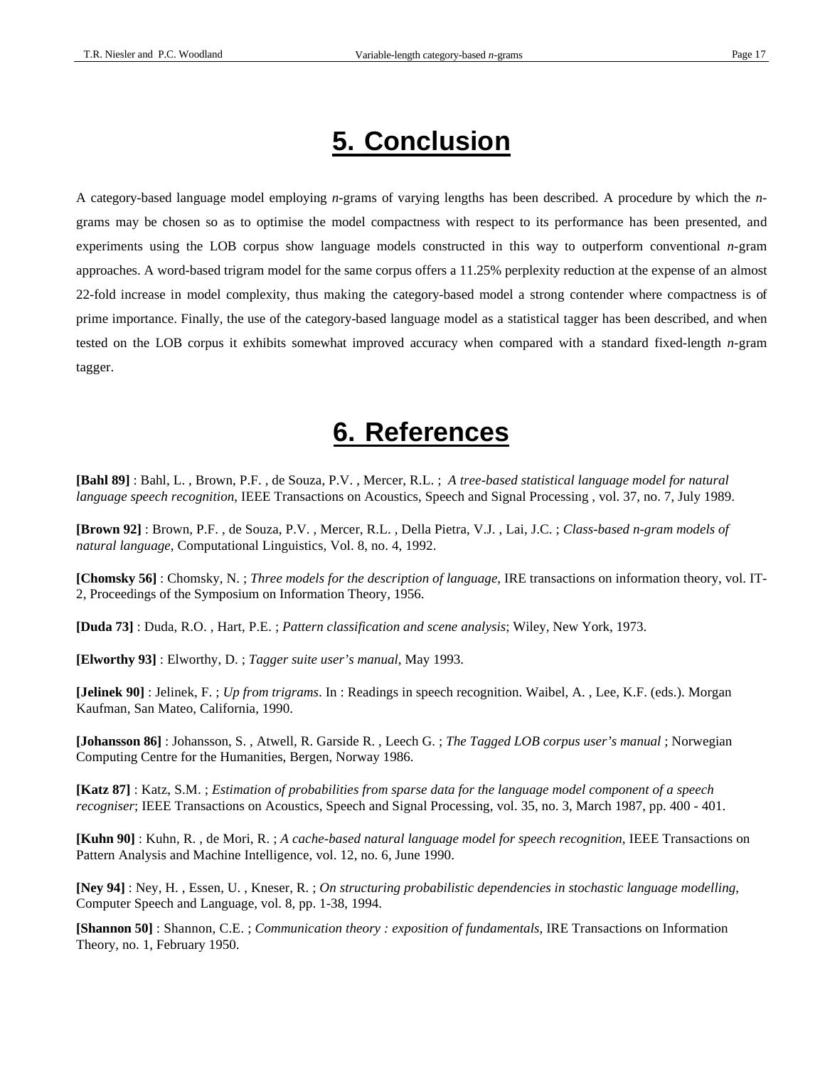# 5. Conclusion

A category-based language model employing *n*-grams of varying lengths has been described. A procedure by which the *n*-grams may be chosen so as to optimise the model compactness with respect to its performance has been presented, and experiments using the LOB corpus show language models constructed in this way to outperform conventional *n*-gram approaches. A word-based trigram model for the same corpus offers a 11.25% perplexity reduction at the expense of an almost 22-fold increase in model complexity, thus making the category-based model a strong contender where compactness is of prime importance. Finally, the use of the category-based language model as a statistical tagger has been described, and when tested on the LOB corpus it exhibits somewhat improved accuracy when compared with a standard fixed-length *n*-gram tagger.

# 6. References

**[Bahl 89]** : Bahl, L. , Brown, P.F. , de Souza, P.V. , Mercer, R.L. ; *A tree-based statistical language model for natural language speech recognition*, IEEE Transactions on Acoustics, Speech and Signal Processing , vol. 37, no. 7, July 1989.

**[Brown 92]** : Brown, P.F. , de Souza, P.V. , Mercer, R.L. , Della Pietra, V.J. , Lai, J.C. ; *Class-based n-gram models of natural language*, Computational Linguistics, Vol. 8, no. 4, 1992.

**[Chomsky 56]** : Chomsky, N. ; *Three models for the description of language*, IRE transactions on information theory, vol. IT-2, Proceedings of the Symposium on Information Theory, 1956.

**[Duda 73]** : Duda, R.O. , Hart, P.E. ; *Pattern classification and scene analysis*; Wiley, New York, 1973.

**[Elworthy 93]** : Elworthy, D. ; *Tagger suite user's manual*, May 1993.

**[Jelinek 90]** : Jelinek, F. ; *Up from trigrams*. In : Readings in speech recognition. Waibel, A. , Lee, K.F. (eds.). Morgan Kaufman, San Mateo, California, 1990.

**[Johansson 86]** : Johansson, S. , Atwell, R. Garside R. , Leech G. ; *The Tagged LOB corpus user's manual* ; Norwegian Computing Centre for the Humanities, Bergen, Norway 1986.

**[Katz 87]** : Katz, S.M. ; *Estimation of probabilities from sparse data for the language model component of a speech recogniser*; IEEE Transactions on Acoustics, Speech and Signal Processing, vol. 35, no. 3, March 1987, pp. 400 - 401.

**[Kuhn 90]** : Kuhn, R. , de Mori, R. ; *A cache-based natural language model for speech recognition*, IEEE Transactions on Pattern Analysis and Machine Intelligence, vol. 12, no. 6, June 1990.

**[Ney 94]** : Ney, H. , Essen, U. , Kneser, R. ; *On structuring probabilistic dependencies in stochastic language modelling*, Computer Speech and Language, vol. 8, pp. 1-38, 1994.

**[Shannon 50]** : Shannon, C.E. ; *Communication theory : exposition of fundamentals*, IRE Transactions on Information Theory, no. 1, February 1950.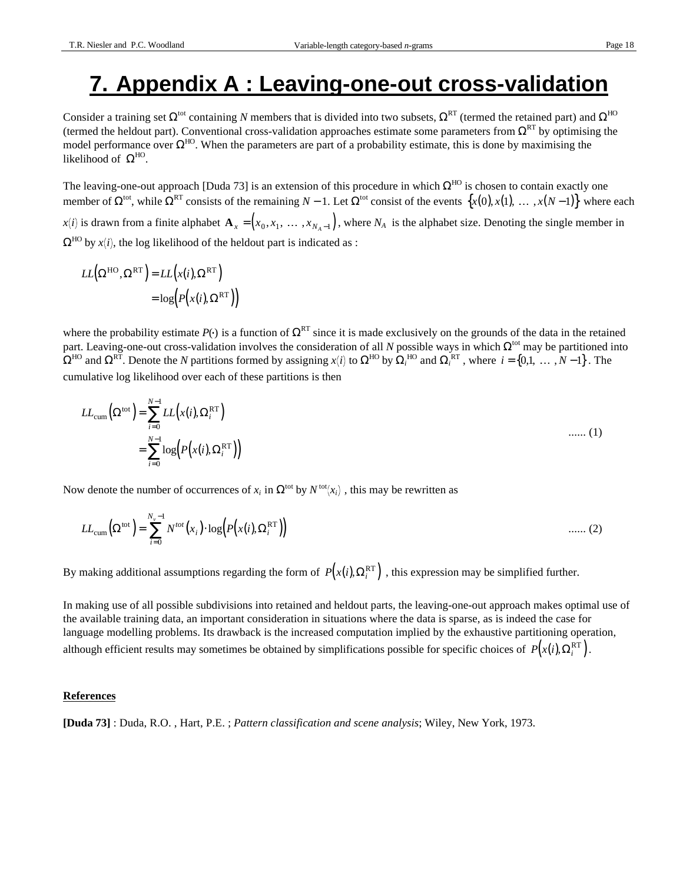# 7. Appendix A : Leaving-one-out cross-validation

Consider a training set $\Omega^{\text{tot}}$ containing $N$ members that is divided into two subsets, $\Omega^{\text{RT}}$ (termed the retained part) and $\Omega^{\text{HO}}$ (termed the heldout part). Conventional cross-validation approaches estimate some parameters from $\Omega^{\text{RT}}$ by optimising the model performance over $\Omega^{\text{HO}}$. When the parameters are part of a probability estimate, this is done by maximising the likelihood of $\Omega^{\text{HO}}$.

The leaving-one-out approach [Duda 73] is an extension of this procedure in which $\Omega^{\text{HO}}$ is chosen to contain exactly one member of $\Omega^{\text{tot}}$, while $\Omega^{\text{RT}}$ consists of the remaining $N-1$. Let $\Omega^{\text{tot}}$ consist of the events $\{x(0), x(1), \ldots, x(N-1)\}$ where each $x(i)$ is drawn from a finite alphabet $\mathbf{A}_x = (x_0, x_1, \ldots, x_{N_A-1})$, where $N_A$ is the alphabet size. Denoting the single member in $\Omega^{\text{HO}}$ by $x(i)$, the log likelihood of the heldout part is indicated as :

$$
\begin{aligned}
LL\left(\Omega^{\text{HO}}, \Omega^{\text{RT}}\right) &= LL\left(x(i), \Omega^{\text{RT}}\right) \\
&= \log\left(P\left(x(i), \Omega^{\text{RT}}\right)\right)
\end{aligned}
$$

where the probability estimate $P(\cdot)$ is a function of $\Omega^{\text{RT}}$ since it is made exclusively on the grounds of the data in the retained part. Leaving-one-out cross-validation involves the consideration of all $N$ possible ways in which $\Omega^{\text{tot}}$ may be partitioned into $\Omega^{\text{HO}}$ and $\Omega^{\text{RT}}$. Denote the $N$ partitions formed by assigning $x(i)$ to $\Omega^{\text{HO}}$ by $\Omega_i^{\text{HO}}$ and $\Omega_i^{\text{RT}}$, where $i = \{0, 1, \ldots, N-1\}$. The cumulative log likelihood over each of these partitions is then

$$
\begin{aligned}
LL_{\text{cum}}\left(\Omega^{\text{tot}}\right) &= \sum_{i=0}^{N-1} LL\left(x(i), \Omega_i^{\text{RT}}\right) \\
&= \sum_{i=0}^{N-1} \log\left(P\left(x(i), \Omega_i^{\text{RT}}\right)\right)
\end{aligned}
\qquad \text{...... (1)}
$$

Now denote the number of occurrences of $x_i$ in $\Omega^{\text{tot}}$ by $N^{\text{tot}}(x_i)$, this may be rewritten as

$$
LL_{\text{cum}}\left(\Omega^{\text{tot}}\right) = \sum_{i=0}^{N_v-1} N^{tot}\left(x_i\right) \cdot \log\left(P\left(x(i), \Omega_i^{\text{RT}}\right)\right) \qquad \text{...... (2)}
$$

By making additional assumptions regarding the form of $P\left(x(i), \Omega_i^{\text{RT}}\right)$, this expression may be simplified further.

In making use of all possible subdivisions into retained and heldout parts, the leaving-one-out approach makes optimal use of the available training data, an important consideration in situations where the data is sparse, as is indeed the case for language modelling problems. Its drawback is the increased computation implied by the exhaustive partitioning operation, although efficient results may sometimes be obtained by simplifications possible for specific choices of $P\left(x(i), \Omega_i^{\text{RT}}\right)$.

**References**

**[Duda 73]** : Duda, R.O. , Hart, P.E. ; *Pattern classification and scene analysis*; Wiley, New York, 1973.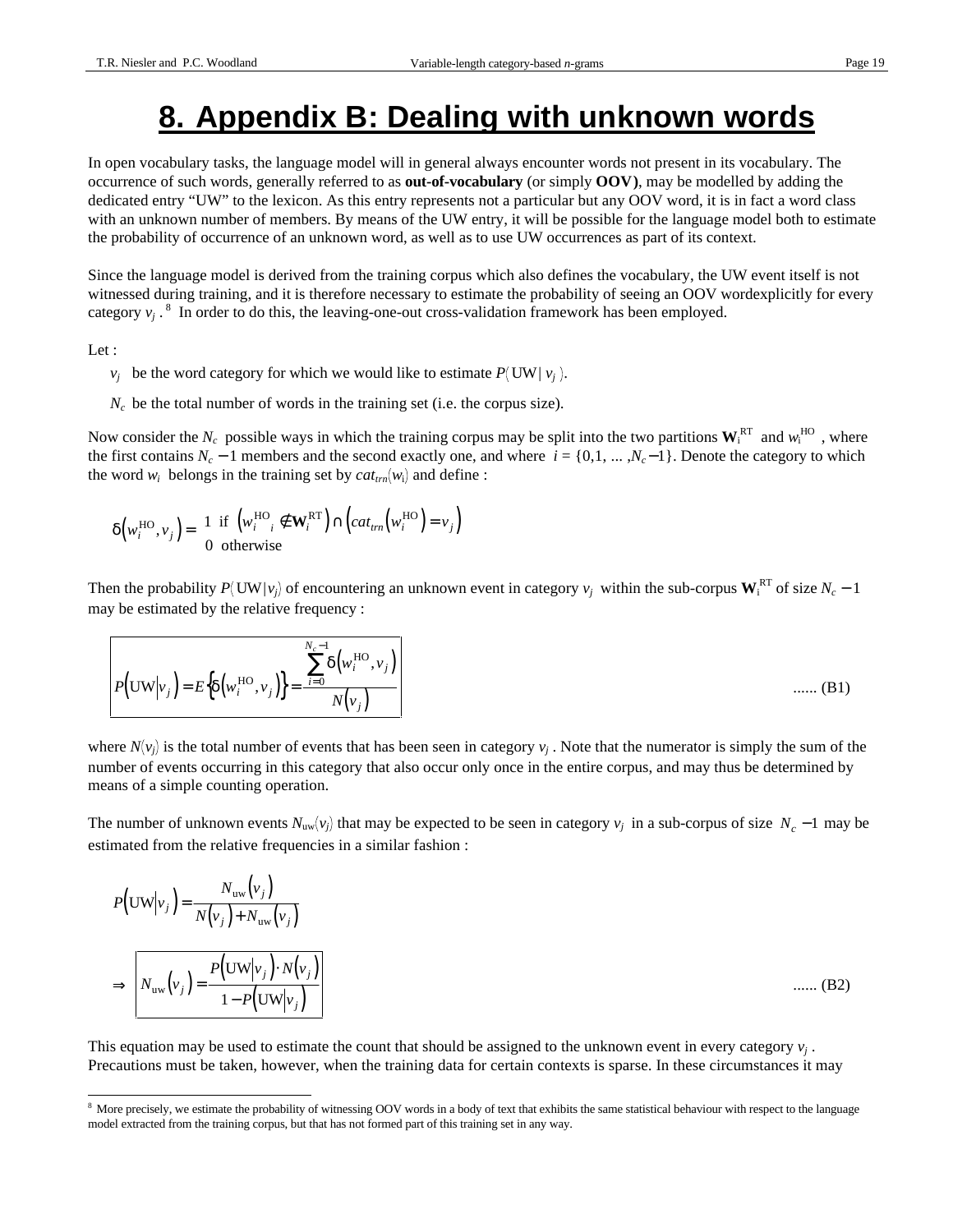# 8. Appendix B: Dealing with unknown words

In open vocabulary tasks, the language model will in general always encounter words not present in its vocabulary. The occurrence of such words, generally referred to as **out-of-vocabulary** (or simply **OOV)**, may be modelled by adding the dedicated entry "UW" to the lexicon. As this entry represents not a particular but any OOV word, it is in fact a word class with an unknown number of members. By means of the UW entry, it will be possible for the language model both to estimate the probability of occurrence of an unknown word, as well as to use UW occurrences as part of its context.

Since the language model is derived from the training corpus which also defines the vocabulary, the UW event itself is not witnessed during training, and it is therefore necessary to estimate the probability of seeing an OOV wordexplicitly for every category $v_j$ .[8] In order to do this, the leaving-one-out cross-validation framework has been employed.

Let :

- $v_j$ be the word category for which we would like to estimate $P(\text{UW} | v_j)$.
- $N_c$ be the total number of words in the training set (i.e. the corpus size).

Now consider the $N_c$ possible ways in which the training corpus may be split into the two partitions $\mathbf{W}_i^{\text{RT}}$ and $w_i^{\text{HO}}$ , where the first contains $N_c - 1$ members and the second exactly one, and where $i = \{0,1, \ldots ,N_c - 1\}$. Denote the category to which the word $w_i$ belongs in the training set by $cat_{trn}(w_i)$ and define :

$$\delta\left(w_i^{\text{HO}}, v_j\right) = \begin{cases} 1 & \text{if } \left(w_i^{\text{HO}} \notin \mathbf{W}_i^{\text{RT}}\right) \cap \left(cat_{trn}\left(w_i^{\text{HO}}\right) = v_j\right) \\ 0 & \text{otherwise} \end{cases}$$

Then the probability $P(\text{UW}|v_j)$ of encountering an unknown event in category $v_j$ within the sub-corpus $\mathbf{W}_i^{\text{RT}}$ of size $N_c - 1$ may be estimated by the relative frequency :

$$P\left(\text{UW}\middle|v_j\right) = E\left\{\delta\left(w_i^{\text{HO}}, v_j\right)\right\} = \frac{\sum_{i=0}^{N_c - 1} \delta\left(w_i^{\text{HO}}, v_j\right)}{N\left(v_j\right)} \qquad \text{...... (B1)}$$

where $N(v_j)$ is the total number of events that has been seen in category $v_j$ . Note that the numerator is simply the sum of the number of events occurring in this category that also occur only once in the entire corpus, and may thus be determined by means of a simple counting operation.

The number of unknown events $N_{\text{uw}}(v_j)$ that may be expected to be seen in category $v_j$ in a sub-corpus of size $N_c - 1$ may be estimated from the relative frequencies in a similar fashion :

$$P\left(\text{UW}\middle|v_j\right) = \frac{N_{\text{uw}}\left(v_j\right)}{N\left(v_j\right) + N_{\text{uw}}\left(v_j\right)}$$

$$\Rightarrow \quad N_{\text{uw}}\left(v_j\right) = \frac{P\left(\text{UW}\middle|v_j\right) \cdot N\left(v_j\right)}{1 - P\left(\text{UW}\middle|v_j\right)} \qquad \text{...... (B2)}$$

This equation may be used to estimate the count that should be assigned to the unknown event in every category $v_j$ . Precautions must be taken, however, when the training data for certain contexts is sparse. In these circumstances it may

[8] More precisely, we estimate the probability of witnessing OOV words in a body of text that exhibits the same statistical behaviour with respect to the language model extracted from the training corpus, but that has not formed part of this training set in any way.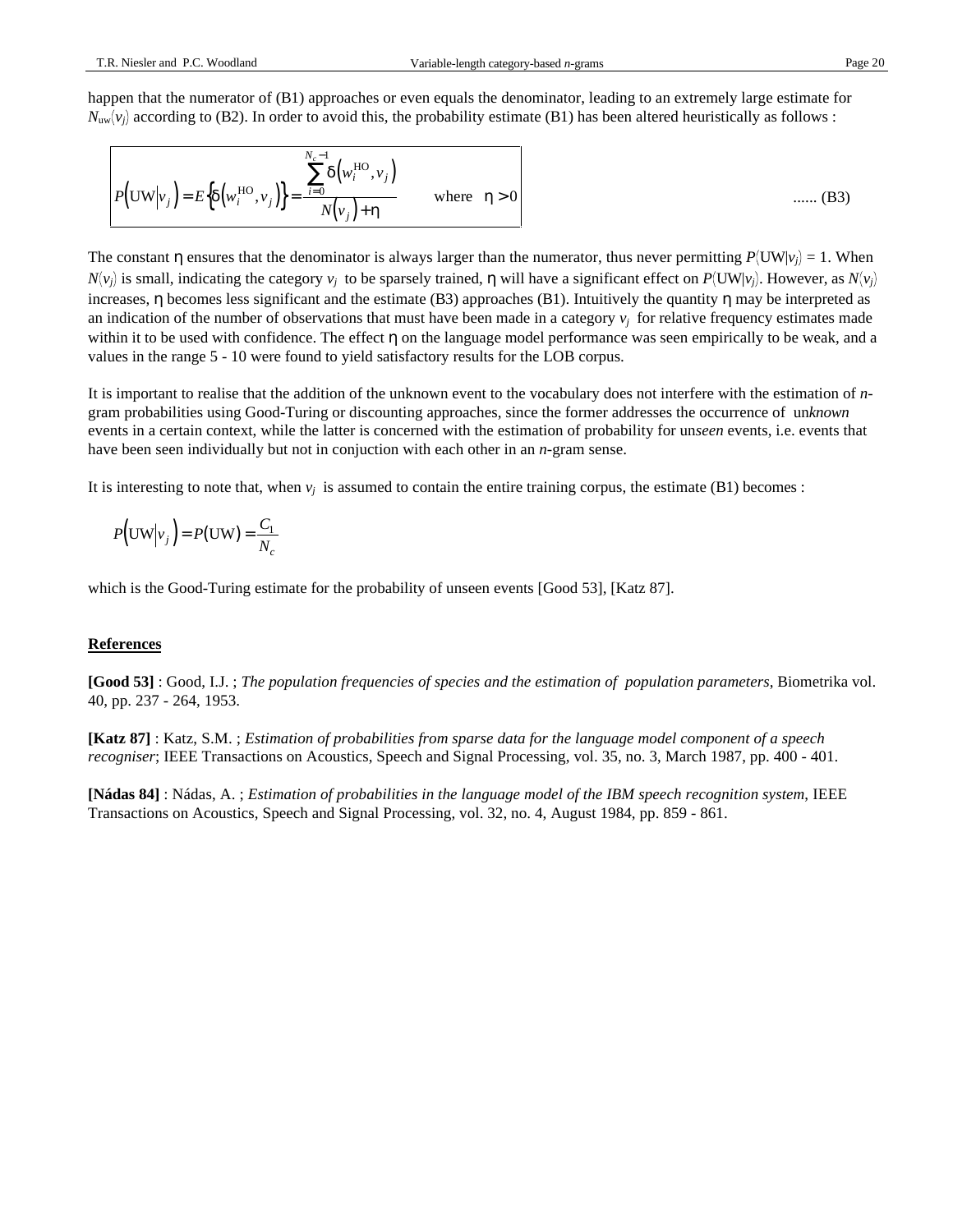happen that the numerator of (B1) approaches or even equals the denominator, leading to an extremely large estimate for $N_{uw}(v_j)$ according to (B2). In order to avoid this, the probability estimate (B1) has been altered heuristically as follows :

$$P\left(\mathrm{UW}\middle|v_j\right) = E\left\{\delta\left(w_i^{\mathrm{HO}}, v_j\right)\right\} = \frac{\sum_{i=0}^{N_c - 1} \delta\left(w_i^{\mathrm{HO}}, v_j\right)}{N\left(v_j\right) + \eta} \qquad \text{where} \quad \eta > 0 \qquad \text{...... (B3)}$$

The constant $\eta$ ensures that the denominator is always larger than the numerator, thus never permitting $P(\mathrm{UW}|v_j) = 1$. When $N(v_j)$ is small, indicating the category $v_j$ to be sparsely trained, $\eta$ will have a significant effect on $P(\mathrm{UW}|v_j)$. However, as $N(v_j)$ increases, $\eta$ becomes less significant and the estimate (B3) approaches (B1). Intuitively the quantity $\eta$ may be interpreted as an indication of the number of observations that must have been made in a category $v_j$ for relative frequency estimates made within it to be used with confidence. The effect $\eta$ on the language model performance was seen empirically to be weak, and a values in the range 5 - 10 were found to yield satisfactory results for the LOB corpus.

It is important to realise that the addition of the unknown event to the vocabulary does not interfere with the estimation of *n*-gram probabilities using Good-Turing or discounting approaches, since the former addresses the occurrence of un*known* events in a certain context, while the latter is concerned with the estimation of probability for un*seen* events, i.e. events that have been seen individually but not in conjuction with each other in an *n*-gram sense.

It is interesting to note that, when $v_j$ is assumed to contain the entire training corpus, the estimate (B1) becomes :

$$P\left(\mathrm{UW}\middle|v_j\right) = P(\mathrm{UW}) = \frac{C_1}{N_c}$$

which is the Good-Turing estimate for the probability of unseen events [Good 53], [Katz 87].

## References

**[Good 53]** : Good, I.J. ; *The population frequencies of species and the estimation of population parameters*, Biometrika vol. 40, pp. 237 - 264, 1953.

**[Katz 87]** : Katz, S.M. ; *Estimation of probabilities from sparse data for the language model component of a speech recogniser*; IEEE Transactions on Acoustics, Speech and Signal Processing, vol. 35, no. 3, March 1987, pp. 400 - 401.

**[Nádas 84]** : Nádas, A. ; *Estimation of probabilities in the language model of the IBM speech recognition system*, IEEE Transactions on Acoustics, Speech and Signal Processing, vol. 32, no. 4, August 1984, pp. 859 - 861.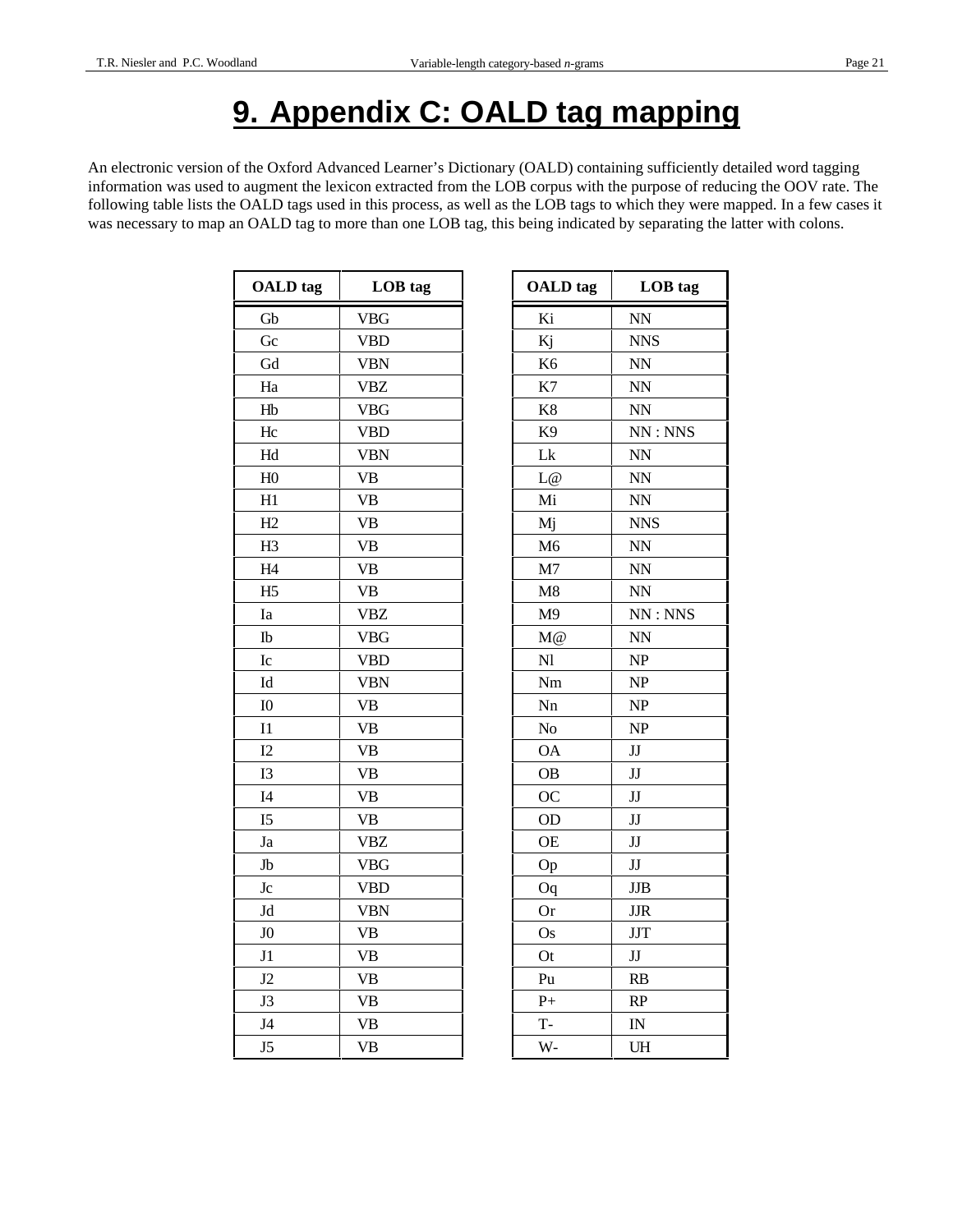# 9. Appendix C: OALD tag mapping

An electronic version of the Oxford Advanced Learner's Dictionary (OALD) containing sufficiently detailed word tagging information was used to augment the lexicon extracted from the LOB corpus with the purpose of reducing the OOV rate. The following table lists the OALD tags used in this process, as well as the LOB tags to which they were mapped. In a few cases it was necessary to map an OALD tag to more than one LOB tag, this being indicated by separating the latter with colons.

| OALD tag | LOB tag |
|---|---|
| Gb | VBG |
| Gc | VBD |
| Gd | VBN |
| Ha | VBZ |
| Hb | VBG |
| Hc | VBD |
| Hd | VBN |
| H0 | VB |
| H1 | VB |
| H2 | VB |
| H3 | VB |
| H4 | VB |
| H5 | VB |
| Ia | VBZ |
| Ib | VBG |
| Ic | VBD |
| Id | VBN |
| I0 | VB |
| I1 | VB |
| I2 | VB |
| I3 | VB |
| I4 | VB |
| I5 | VB |
| Ja | VBZ |
| Jb | VBG |
| Jc | VBD |
| Jd | VBN |
| J0 | VB |
| J1 | VB |
| J2 | VB |
| J3 | VB |
| J4 | VB |
| J5 | VB |

| OALD tag | LOB tag |
|---|---|
| Ki | NN |
| Kj | NNS |
| K6 | NN |
| K7 | NN |
| K8 | NN |
| K9 | NN : NNS |
| Lk | NN |
| L@ | NN |
| Mi | NN |
| Mj | NNS |
| M6 | NN |
| M7 | NN |
| M8 | NN |
| M9 | NN : NNS |
| M@ | NN |
| Nl | NP |
| Nm | NP |
| Nn | NP |
| No | NP |
| OA | JJ |
| OB | JJ |
| OC | JJ |
| OD | JJ |
| OE | JJ |
| Op | JJ |
| Oq | JJB |
| Or | JJR |
| Os | JJT |
| Ot | JJ |
| Pu | RB |
| P+ | RP |
| T- | IN |
| W- | UH |